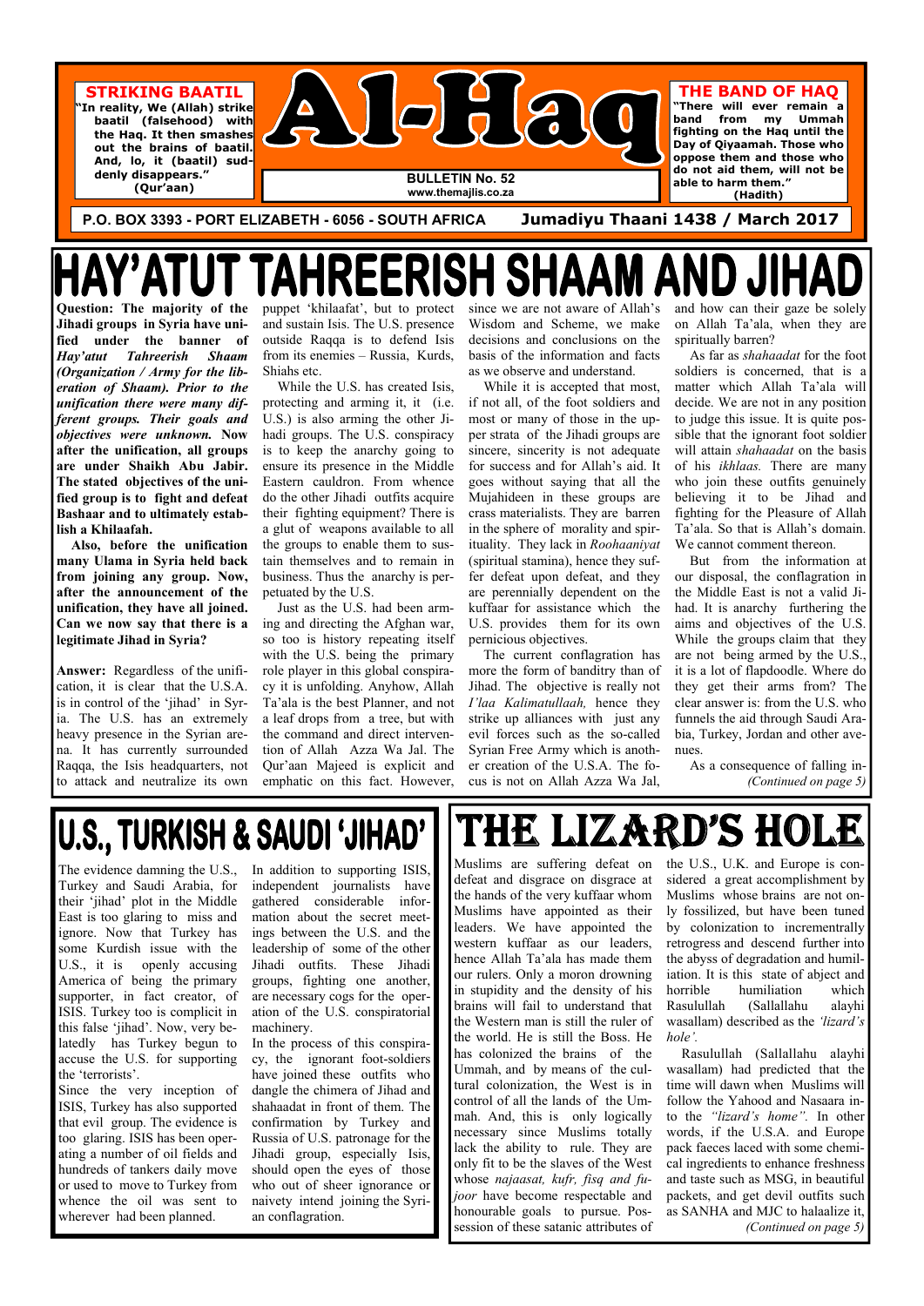**STRIKING BAATIL**

**"In reality, We (Allah) strike baatil (falsehood) with the Haq. It then smashes out the brains of baatil. And, lo, it (baatil) suddenly disappears." (Qur'aan)**

# Al-Haq

**BULLETIN No. 52**
**www.themajlis.co.za**

**THE BAND OF HAQ**

**"There will ever remain a band from my Ummah fighting on the Haq until the Day of Qiyaamah. Those who oppose them and those who do not aid them, will not be able to harm them." (Hadith)**

**P.O. BOX 3393 - PORT ELIZABETH - 6056 - SOUTH AFRICA** **Jumadiyu Thaani 1438 / March 2017**

# HAY'ATUT TAHREERISH SHAAM AND JIHAD

**Question: The majority of the Jihadi groups in Syria have unified under the banner of *Hay'atut Tahreerish Shaam (Organization / Army for the liberation of Shaam). Prior to the unification there were many different groups. Their goals and objectives were unknown.* Now after the unification, all groups are under Shaikh Abu Jabir. The stated objectives of the unified group is to fight and defeat Bashaar and to ultimately establish a Khilaafah.**

**Also, before the unification many Ulama in Syria held back from joining any group. Now, after the announcement of the unification, they have all joined. Can we now say that there is a legitimate Jihad in Syria?**

**Answer:** Regardless of the unification, it is clear that the U.S.A. is in control of the 'jihad' in Syria. The U.S. has an extremely heavy presence in the Syrian arena. It has currently surrounded Raqqa, the Isis headquarters, not to attack and neutralize its own puppet 'khilaafat', but to protect and sustain Isis. The U.S. presence outside Raqqa is to defend Isis from its enemies – Russia, Kurds, Shiahs etc.

While the U.S. has created Isis, protecting and arming it, it (i.e. U.S.) is also arming the other Jihadi groups. The U.S. conspiracy is to keep the anarchy going to ensure its presence in the Middle Eastern cauldron. From whence do the other Jihadi outfits acquire their fighting equipment? There is a glut of weapons available to all the groups to enable them to sustain themselves and to remain in business. Thus the anarchy is perpetuated by the U.S.

Just as the U.S. had been arming and directing the Afghan war, so too is history repeating itself with the U.S. being the primary role player in this global conspiracy it is unfolding. Anyhow, Allah Ta'ala is the best Planner, and not a leaf drops from a tree, but with the command and direct intervention of Allah Azza Wa Jal. The Qur'aan Majeed is explicit and emphatic on this fact. However, since we are not aware of Allah's Wisdom and Scheme, we make decisions and conclusions on the basis of the information and facts as we observe and understand.

While it is accepted that most, if not all, of the foot soldiers and most or many of those in the upper strata of the Jihadi groups are sincere, sincerity is not adequate for success and for Allah's aid. It goes without saying that all the Mujahideen in these groups are crass materialists. They are barren in the sphere of morality and spirituality. They lack in *Roohaaniyat* (spiritual stamina), hence they suffer defeat upon defeat, and they are perennially dependent on the kuffaar for assistance which the U.S. provides them for its own pernicious objectives.

The current conflagration has more the form of banditry than of Jihad. The objective is really not *I'laa Kalimatullaah,* hence they strike up alliances with just any evil forces such as the so-called Syrian Free Army which is another creation of the U.S.A. The focus is not on Allah Azza Wa Jal, and how can their gaze be solely on Allah Ta'ala, when they are spiritually barren?

As far as *shahaadat* for the foot soldiers is concerned, that is a matter which Allah Ta'ala will decide. We are not in any position to judge this issue. It is quite possible that the ignorant foot soldier will attain *shahaadat* on the basis of his *ikhlaas.* There are many who join these outfits genuinely believing it to be Jihad and fighting for the Pleasure of Allah Ta'ala. So that is Allah's domain. We cannot comment thereon.

But from the information at our disposal, the conflagration in the Middle East is not a valid Jihad. It is anarchy furthering the aims and objectives of the U.S. While the groups claim that they are not being armed by the U.S., it is a lot of flapdoodle. Where do they get their arms from? The clear answer is: from the U.S. who funnels the aid through Saudi Arabia, Turkey, Jordan and other avenues.

As a consequence of falling in-

*(Continued on page 5)*

# U.S., TURKISH & SAUDI 'JIHAD'

The evidence damning the U.S., Turkey and Saudi Arabia, for their 'jihad' plot in the Middle East is too glaring to miss and ignore. Now that Turkey has some Kurdish issue with the U.S., it is openly accusing America of being the primary supporter, in fact creator, of ISIS. Turkey too is complicit in this false 'jihad'. Now, very belatedly has Turkey begun to accuse the U.S. for supporting the 'terrorists'.

Since the very inception of ISIS, Turkey has also supported that evil group. The evidence is too glaring. ISIS has been operating a number of oil fields and hundreds of tankers daily move or used to move to Turkey from whence the oil was sent to wherever had been planned.

In addition to supporting ISIS, independent journalists have gathered considerable information about the secret meetings between the U.S. and the leadership of some of the other Jihadi outfits. These Jihadi groups, fighting one another, are necessary cogs for the operation of the U.S. conspiratorial machinery.

In the process of this conspiracy, the ignorant foot-soldiers have joined these outfits who dangle the chimera of Jihad and shahaadat in front of them. The confirmation by Turkey and Russia of U.S. patronage for the Jihadi group, especially Isis, should open the eyes of those who out of sheer ignorance or naivety intend joining the Syrian conflagration.

# THE LIZARD'S HOLE

Muslims are suffering defeat on defeat and disgrace on disgrace at the hands of the very kuffaar whom Muslims have appointed as their leaders. We have appointed the western kuffaar as our leaders, hence Allah Ta'ala has made them our rulers. Only a moron drowning in stupidity and the density of his brains will fail to understand that the Western man is still the ruler of the world. He is still the Boss. He has colonized the brains of the Ummah, and by means of the cultural colonization, the West is in control of all the lands of the Ummah. And, this is only logically necessary since Muslims totally lack the ability to rule. They are only fit to be the slaves of the West whose *najaasat, kufr, fisq and fujoor* have become respectable and honourable goals to pursue. Possession of these satanic attributes of the U.S., U.K. and Europe is considered a great accomplishment by Muslims whose brains are not only fossilized, but have been tuned by colonization to incrementally retrogress and descend further into the abyss of degradation and humiliation. It is this state of abject and horrible humiliation which Rasulullah (Sallallahu alayhi wasallam) described as the *'lizard's hole'.*

Rasulullah (Sallallahu alayhi wasallam) had predicted that the time will dawn when Muslims will follow the Yahood and Nasaara into the *"lizard's home".* In other words, if the U.S.A. and Europe pack faeces laced with some chemical ingredients to enhance freshness and taste such as MSG, in beautiful packets, and get devil outfits such as SANHA and MJC to halaalize it,

*(Continued on page 5)*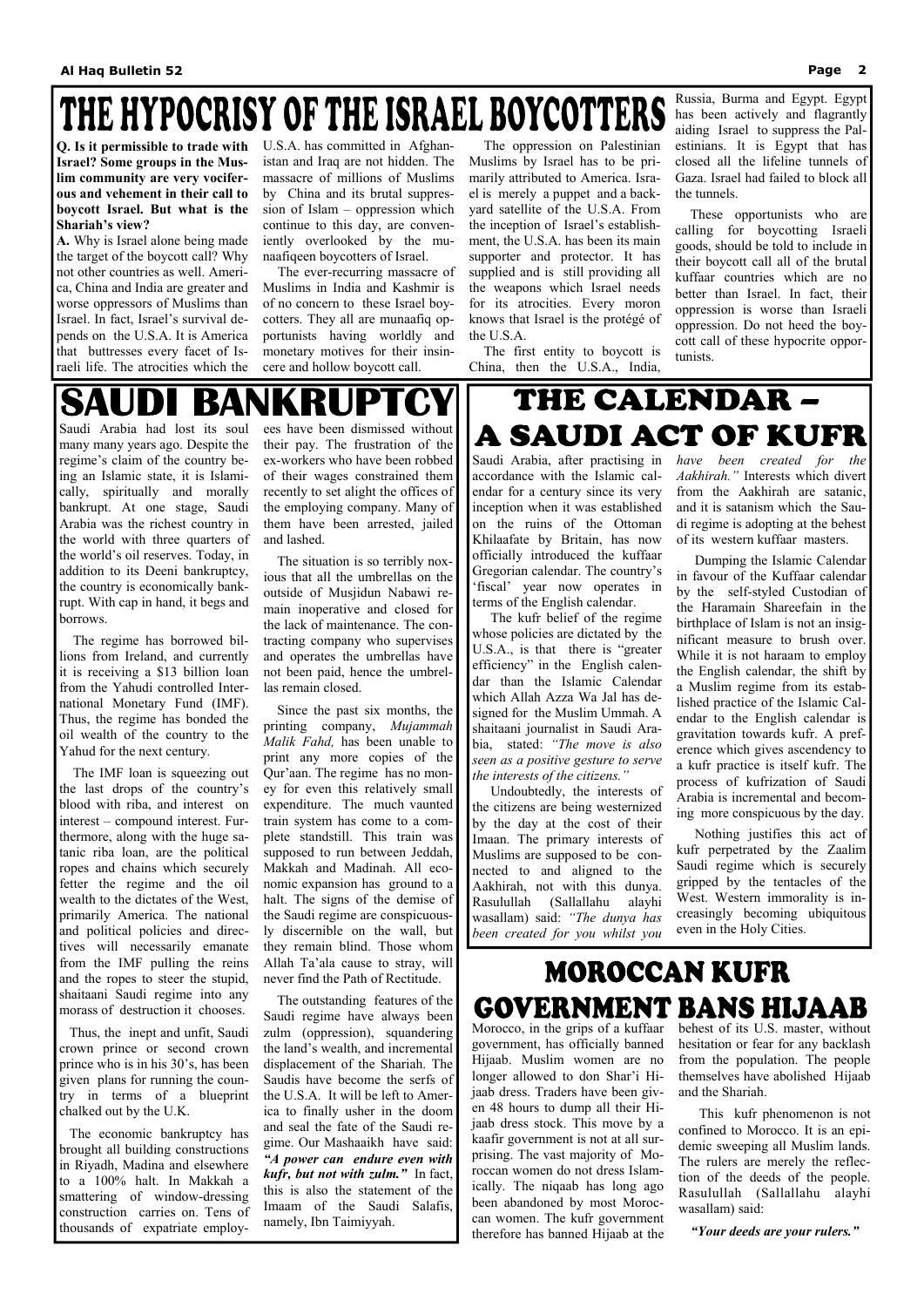# THE HYPOCRISY OF THE ISRAEL BOYCOTTERS

**Q. Is it permissible to trade with Israel? Some groups in the Muslim community are very vociferous and vehement in their call to boycott Israel. But what is the Shariah's view?**

**A.** Why is Israel alone being made the target of the boycott call? Why not other countries as well. America, China and India are greater and worse oppressors of Muslims than Israel. In fact, Israel's survival depends on the U.S.A. It is America that buttresses every facet of Israeli life. The atrocities which the U.S.A. has committed in Afghanistan and Iraq are not hidden. The massacre of millions of Muslims by China and its brutal suppression of Islam – oppression which continue to this day, are conveniently overlooked by the munaafiqeen boycotters of Israel.

The ever-recurring massacre of Muslims in India and Kashmir is of no concern to these Israel boycotters. They all are munaafiq opportunists having worldly and monetary motives for their insincere and hollow boycott call.

The oppression on Palestinian Muslims by Israel has to be primarily attributed to America. Israel is merely a puppet and a backyard satellite of the U.S.A. From the inception of Israel's establishment, the U.S.A. has been its main supporter and protector. It has supplied and is still providing all the weapons which Israel needs for its atrocities. Every moron knows that Israel is the protégé of the U.S.A.

The first entity to boycott is China, then the U.S.A., India, Russia, Burma and Egypt. Egypt has been actively and flagrantly aiding Israel to suppress the Palestinians. It is Egypt that has closed all the lifeline tunnels of Gaza. Israel had failed to block all the tunnels.

These opportunists who are calling for boycotting Israeli goods, should be told to include in their boycott call all of the brutal kuffaar countries which are no better than Israel. In fact, their oppression is worse than Israeli oppression. Do not heed the boycott call of these hypocrite opportunists.

# SAUDI BANKRUPTCY

Saudi Arabia had lost its soul many many years ago. Despite the regime's claim of the country being an Islamic state, it is Islamically, spiritually and morally bankrupt. At one stage, Saudi Arabia was the richest country in the world with three quarters of the world's oil reserves. Today, in addition to its Deeni bankruptcy, the country is economically bankrupt. With cap in hand, it begs and borrows.

The regime has borrowed billions from Ireland, and currently it is receiving a $13 billion loan from the Yahudi controlled International Monetary Fund (IMF). Thus, the regime has bonded the oil wealth of the country to the Yahud for the next century.

The IMF loan is squeezing out the last drops of the country's blood with riba, and interest on interest – compound interest. Furthermore, along with the huge satanic riba loan, are the political ropes and chains which securely fetter the regime and the oil wealth to the dictates of the West, primarily America. The national and political policies and directives will necessarily emanate from the IMF pulling the reins and the ropes to steer the stupid, shaitaani Saudi regime into any morass of destruction it chooses.

Thus, the inept and unfit, Saudi crown prince or second crown prince who is in his 30's, has been given plans for running the country in terms of a blueprint chalked out by the U.K.

The economic bankruptcy has brought all building constructions in Riyadh, Madina and elsewhere to a 100% halt. In Makkah a smattering of window-dressing construction carries on. Tens of thousands of expatriate employees have been dismissed without their pay. The frustration of the ex-workers who have been robbed of their wages constrained them recently to set alight the offices of the employing company. Many of them have been arrested, jailed and lashed.

The situation is so terribly noxious that all the umbrellas on the outside of Musjidun Nabawi remain inoperative and closed for the lack of maintenance. The contracting company who supervises and operates the umbrellas have not been paid, hence the umbrellas remain closed.

Since the past six months, the printing company, *Mujammah Malik Fahd,* has been unable to print any more copies of the Qur'aan. The regime has no money for even this relatively small expenditure. The much vaunted train system has come to a complete standstill. This train was supposed to run between Jeddah, Makkah and Madinah. All economic expansion has ground to a halt. The signs of the demise of the Saudi regime are conspicuously discernible on the wall, but they remain blind. Those whom Allah Ta'ala cause to stray, will never find the Path of Rectitude.

The outstanding features of the Saudi regime have always been zulm (oppression), squandering the land's wealth, and incremental displacement of the Shariah. The Saudis have become the serfs of the U.S.A. It will be left to America to finally usher in the doom and seal the fate of the Saudi regime. Our Mashaaikh have said: ***"A power can endure even with kufr, but not with zulm."*** In fact, this is also the statement of the Imaam of the Saudi Salafis, namely, Ibn Taimiyyah.

# THE CALENDAR – A SAUDI ACT OF KUFR

Saudi Arabia, after practising in accordance with the Islamic calendar for a century since its very inception when it was established on the ruins of the Ottoman Khilaafate by Britain, has now officially introduced the kuffaar Gregorian calendar. The country's 'fiscal' year now operates in terms of the English calendar.

The kufr belief of the regime whose policies are dictated by the U.S.A., is that there is "greater efficiency" in the English calendar than the Islamic Calendar which Allah Azza Wa Jal has designed for the Muslim Ummah. A shaitaani journalist in Saudi Arabia, stated: *"The move is also seen as a positive gesture to serve the interests of the citizens."*

Undoubtedly, the interests of the citizens are being westernized by the day at the cost of their Imaan. The primary interests of Muslims are supposed to be connected to and aligned to the Aakhirah, not with this dunya. Rasulullah (Sallallahu alayhi wasallam) said: *"The dunya has been created for you whilst you have been created for the Aakhirah."* Interests which divert from the Aakhirah are satanic, and it is satanism which the Saudi regime is adopting at the behest of its western kuffaar masters.

Dumping the Islamic Calendar in favour of the Kuffaar calendar by the self-styled Custodian of the Haramain Shareefain in the birthplace of Islam is not an insignificant measure to brush over. While it is not haraam to employ the English calendar, the shift by a Muslim regime from its established practice of the Islamic Calendar to the English calendar is gravitation towards kufr. A preference which gives ascendency to a kufr practice is itself kufr. The process of kufrization of Saudi Arabia is incremental and becoming more conspicuous by the day.

Nothing justifies this act of kufr perpetrated by the Zaalim Saudi regime which is securely gripped by the tentacles of the West. Western immorality is increasingly becoming ubiquitous even in the Holy Cities.

# MOROCCAN KUFR GOVERNMENT BANS HIJAAB

Morocco, in the grips of a kuffaar government, has officially banned Hijaab. Muslim women are no longer allowed to don Shar'i Hijaab dress. Traders have been given 48 hours to dump all their Hijaab dress stock. This move by a kaafir government is not at all surprising. The vast majority of Moroccan women do not dress Islamically. The niqaab has long ago been abandoned by most Moroccan women. The kufr government therefore has banned Hijaab at the behest of its U.S. master, without hesitation or fear for any backlash from the population. The people themselves have abolished Hijaab and the Shariah.

This kufr phenomenon is not confined to Morocco. It is an epidemic sweeping all Muslim lands. The rulers are merely the reflection of the deeds of the people. Rasulullah (Sallallahu alayhi wasallam) said:

***"Your deeds are your rulers."***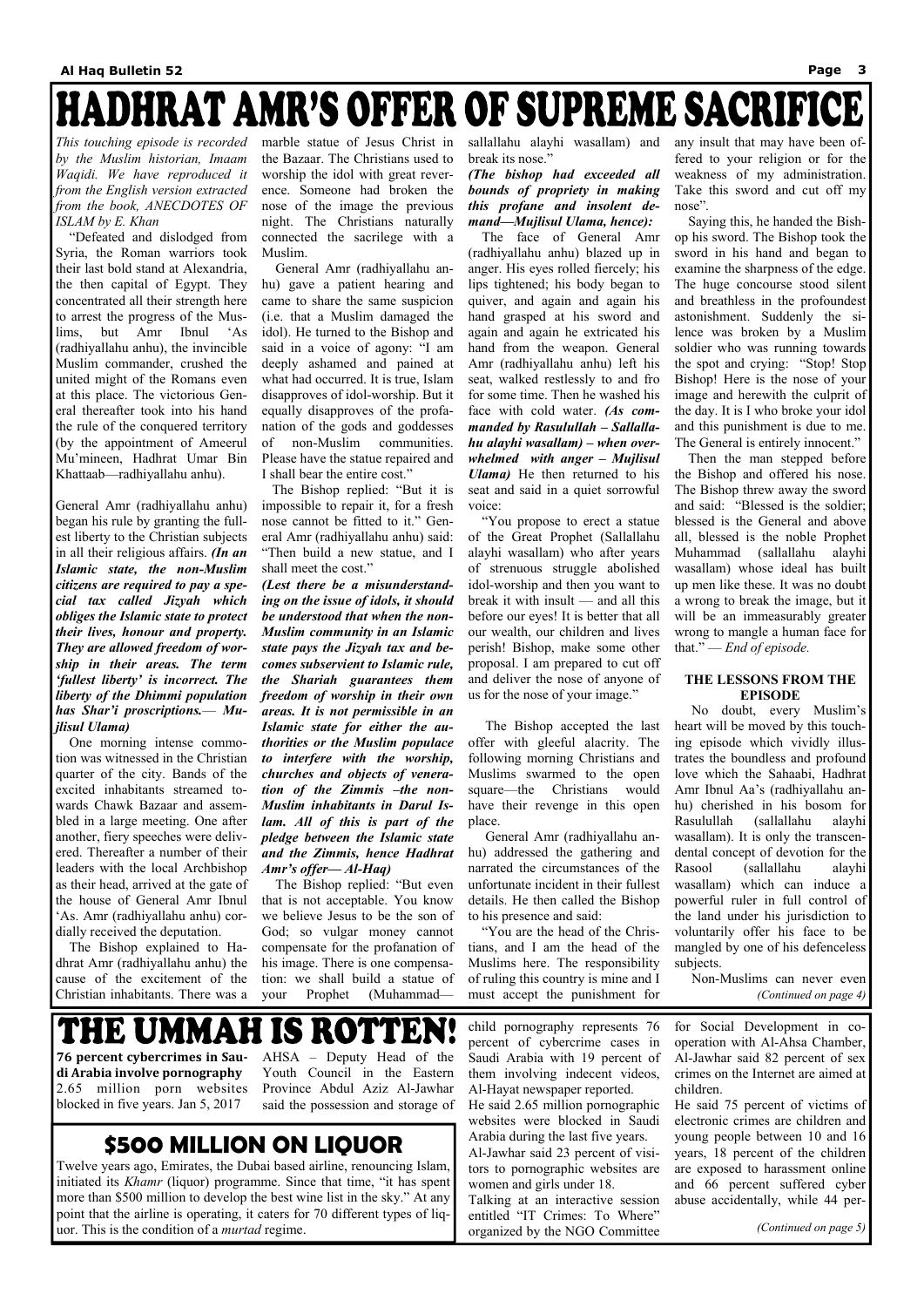# HADHRAT AMR'S OFFER OF SUPREME SACRIFICE

*This touching episode is recorded by the Muslim historian, Imaam Waqidi. We have reproduced it from the English version extracted from the book, ANECDOTES OF ISLAM by E. Khan*

"Defeated and dislodged from Syria, the Roman warriors took their last bold stand at Alexandria, the then capital of Egypt. They concentrated all their strength here to arrest the progress of the Muslims, but Amr Ibnul 'As (radhiyallahu anhu), the invincible Muslim commander, crushed the united might of the Romans even at this place. The victorious General thereafter took into his hand the rule of the conquered territory (by the appointment of Ameerul Mu'mineen, Hadhrat Umar Bin Khattaab—radhiyallahu anhu).

General Amr (radhiyallahu anhu) began his rule by granting the fullest liberty to the Christian subjects in all their religious affairs. ***(In an Islamic state, the non-Muslim citizens are required to pay a special tax called Jizyah which obliges the Islamic state to protect their lives, honour and property. They are allowed freedom of worship in their areas. The term 'fullest liberty' is incorrect. The liberty of the Dhimmi population has Shar'i proscriptions.— Mujlisul Ulama)***

One morning intense commotion was witnessed in the Christian quarter of the city. Bands of the excited inhabitants streamed towards Chawk Bazaar and assembled in a large meeting. One after another, fiery speeches were delivered. Thereafter a number of their leaders with the local Archbishop as their head, arrived at the gate of the house of General Amr Ibnul 'As. Amr (radhiyallahu anhu) cordially received the deputation.

The Bishop explained to Hadhrat Amr (radhiyallahu anhu) the cause of the excitement of the Christian inhabitants. There was a marble statue of Jesus Christ in the Bazaar. The Christians used to worship the idol with great reverence. Someone had broken the nose of the image the previous night. The Christians naturally connected the sacrilege with a Muslim.

General Amr (radhiyallahu anhu) gave a patient hearing and came to share the same suspicion (i.e. that a Muslim damaged the idol). He turned to the Bishop and said in a voice of agony: "I am deeply ashamed and pained at what had occurred. It is true, Islam disapproves of idol-worship. But it equally disapproves of the profanation of the gods and goddesses of non-Muslim communities. Please have the statue repaired and I shall bear the entire cost."

The Bishop replied: "But it is impossible to repair it, for a fresh nose cannot be fitted to it." General Amr (radhiyallahu anhu) said: "Then build a new statue, and I shall meet the cost."

***(Lest there be a misunderstanding on the issue of idols, it should be understood that when the non-Muslim community in an Islamic state pays the Jizyah tax and becomes subservient to Islamic rule, the Shariah guarantees them freedom of worship in their own areas. It is not permissible in an Islamic state for either the authorities or the Muslim populace to interfere with the worship, churches and objects of veneration of the Zimmis –the non-Muslim inhabitants in Darul Islam. All of this is part of the pledge between the Islamic state and the Zimmis, hence Hadhrat Amr's offer— Al-Haq)***

The Bishop replied: "But even that is not acceptable. You know we believe Jesus to be the son of God; so vulgar money cannot compensate for the profanation of his image. There is one compensation: we shall build a statue of your Prophet (Muhammad—sallallahu alayhi wasallam) and break its nose."

***(The bishop had exceeded all bounds of propriety in making this profane and insolent demand—Mujlisul Ulama, hence):***

The face of General Amr (radhiyallahu anhu) blazed up in anger. His eyes rolled fiercely; his lips tightened; his body began to quiver, and again and again his hand grasped at his sword and again and again he extricated his hand from the weapon. General Amr (radhiyallahu anhu) left his seat, walked restlessly to and fro for some time. Then he washed his face with cold water. ***(As commanded by Rasulullah – Sallallahu alayhi wasallam) – when overwhelmed with anger – Mujlisul Ulama)*** He then returned to his seat and said in a quiet sorrowful voice:

"You propose to erect a statue of the Great Prophet (Sallallahu alayhi wasallam) who after years of strenuous struggle abolished idol-worship and then you want to break it with insult — and all this before our eyes! It is better that all our wealth, our children and lives perish! Bishop, make some other proposal. I am prepared to cut off and deliver the nose of anyone of us for the nose of your image."

The Bishop accepted the last offer with gleeful alacrity. The following morning Christians and Muslims swarmed to the open square—the Christians would have their revenge in this open place.

General Amr (radhiyallahu anhu) addressed the gathering and narrated the circumstances of the unfortunate incident in their fullest details. He then called the Bishop to his presence and said:

"You are the head of the Christians, and I am the head of the Muslims here. The responsibility of ruling this country is mine and I must accept the punishment for any insult that may have been offered to your religion or for the weakness of my administration. Take this sword and cut off my nose".

Saying this, he handed the Bishop his sword. The Bishop took the sword in his hand and began to examine the sharpness of the edge. The huge concourse stood silent and breathless in the profoundest astonishment. Suddenly the silence was broken by a Muslim soldier who was running towards the spot and crying: "Stop! Stop Bishop! Here is the nose of your image and herewith the culprit of the day. It is I who broke your idol and this punishment is due to me. The General is entirely innocent."

Then the man stepped before the Bishop and offered his nose. The Bishop threw away the sword and said: "Blessed is the soldier; blessed is the General and above all, blessed is the noble Prophet Muhammad (sallallahu alayhi wasallam) whose ideal has built up men like these. It was no doubt a wrong to break the image, but it will be an immeasurably greater wrong to mangle a human face for that." — *End of episode.*

### THE LESSONS FROM THE EPISODE

No doubt, every Muslim's heart will be moved by this touching episode which vividly illustrates the boundless and profound love which the Sahaabi, Hadhrat Amr Ibnul Aa's (radhiyallahu anhu) cherished in his bosom for Rasulullah (sallallahu alayhi wasallam). It is only the transcendental concept of devotion for the Rasool (sallallahu alayhi wasallam) which can induce a powerful ruler in full control of the land under his jurisdiction to voluntarily offer his face to be mangled by one of his defenceless subjects.

Non-Muslims can never even

*(Continued on page 4)*

# THE UMMAH IS ROTTEN!

**76 percent cybercrimes in Saudi Arabia involve pornography**
2.65 million porn websites blocked in five years. Jan 5, 2017

AHSA – Deputy Head of the Youth Council in the Eastern Province Abdul Aziz Al-Jawhar said the possession and storage of child pornography represents 76 percent of cybercrime cases in Saudi Arabia with 19 percent of them involving indecent videos, Al-Hayat newspaper reported.

He said 2.65 million pornographic websites were blocked in Saudi Arabia during the last five years.

Al-Jawhar said 23 percent of visitors to pornographic websites are women and girls under 18.

Talking at an interactive session entitled "IT Crimes: To Where" organized by the NGO Committee for Social Development in cooperation with Al-Ahsa Chamber, Al-Jawhar said 82 percent of sex crimes on the Internet are aimed at children.

He said 75 percent of victims of electronic crimes are children and young people between 10 and 16 years, 18 percent of the children are exposed to harassment online and 66 percent suffered cyber abuse accidentally, while 44 per-

*(Continued on page 5)*

## $500 MILLION ON LIQUOR

Twelve years ago, Emirates, the Dubai based airline, renouncing Islam, initiated its *Khamr* (liquor) programme. Since that time, "it has spent more than $500 million to develop the best wine list in the sky." At any point that the airline is operating, it caters for 70 different types of liquor. This is the condition of a *murtad* regime.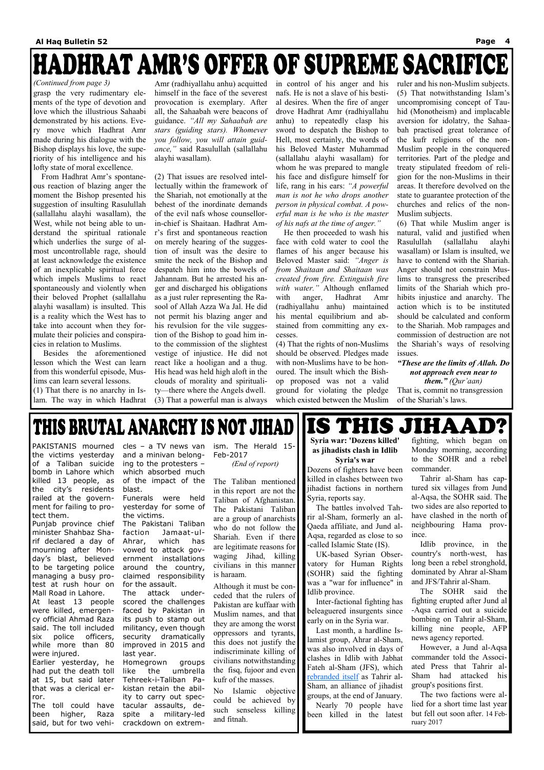# HADHRAT AMR'S OFFER OF SUPREME SACRIFICE

*(Continued from page 3)*

grasp the very rudimentary elements of the type of devotion and love which the illustrious Sahaabi demonstrated by his actions. Every move which Hadhrat Amr made during his dialogue with the Bishop displays his love, the superiority of his intelligence and his lofty state of moral excellence.

From Hadhrat Amr's spontaneous reaction of blazing anger the moment the Bishop presented his suggestion of insulting Rasulullah (sallallahu alayhi wasallam), the West, while not being able to understand the spiritual rationale which underlies the surge of almost uncontrollable rage, should at least acknowledge the existence of an inexplicable spiritual force which impels Muslims to react spontaneously and violently when their beloved Prophet (sallallahu alayhi wasallam) is insulted. This is a reality which the West has to take into account when they formulate their policies and conspiracies in relation to Muslims.

Besides the aforementioned lesson which the West can learn from this wonderful episode, Muslims can learn several lessons.

(1) That there is no anarchy in Islam. The way in which Hadhrat Amr (radhiyallahu anhu) acquitted himself in the face of the severest provocation is exemplary. After all, the Sahaabah were beacons of guidance. *"All my Sahaabah are stars (guiding stars). Whomever you follow, you will attain guidance,"* said Rasulullah (sallallahu alayhi wasallam).

(2) That issues are resolved intellectually within the framework of the Shariah, not emotionally at the behest of the inordinate demands of the evil nafs whose counsellor-in-chief is Shaitaan. Hadhrat Amr's first and spontaneous reaction on merely hearing of the suggestion of insult was the desire to smite the neck of the Bishop and despatch him into the bowels of Jahannam. But he arrested his anger and discharged his obligations as a just ruler representing the Rasool of Allah Azza Wa Jal. He did not permit his blazing anger and his revulsion for the vile suggestion of the Bishop to goad him into the commission of the slightest vestige of injustice. He did not react like a hooligan and a thug. His head was held high aloft in the clouds of morality and spirituality—there where the Angels dwell.

(3) That a powerful man is always in control of his anger and his nafs. He is not a slave of his bestial desires. When the fire of anger drove Hadhrat Amr (radhiyallahu anhu) to repeatedly clasp his sword to despatch the Bishop to Hell, most certainly, the words of his Beloved Master Muhammad (sallallahu alayhi wasallam) for whom he was prepared to mangle his face and disfigure himself for life, rang in his ears: *"A powerful man is not he who drops another person in physical combat. A powerful man is he who is the master of his nafs at the time of anger."*

He then proceeded to wash his face with cold water to cool the flames of his anger because his Beloved Master said: *"Anger is from Shaitaan and Shaitaan was created from fire. Extinguish fire with water."* Although enflamed with anger, Hadhrat Amr (radhiyallahu anhu) maintained his mental equilibrium and abstained from committing any excesses.

(4) That the rights of non-Muslims should be observed. Pledges made with non-Muslims have to be honoured. The insult which the Bishop proposed was not a valid ground for violating the pledge which existed between the Muslim ruler and his non-Muslim subjects.

(5) That notwithstanding Islam's uncompromising concept of Tauhid (Monotheism) and implacable aversion for idolatry, the Sahaabah practised great tolerance of the kufr religions of the non-Muslim people in the conquered territories. Part of the pledge and treaty stipulated freedom of religion for the non-Muslims in their areas. It therefore devolved on the state to guarantee protection of the churches and relics of the non-Muslim subjects.

(6) That while Muslim anger is natural, valid and justified when Rasulullah (sallallahu alayhi wasallam) or Islam is insulted, we have to contend with the Shariah. Anger should not constrain Muslims to transgress the prescribed limits of the Shariah which prohibits injustice and anarchy. The action which is to be instituted should be calculated and conform to the Shariah. Mob rampages and commission of destruction are not the Shariah's ways of resolving issues.

***"These are the limits of Allah. Do not approach even near to them."*** *(Qur'aan)*

That is, commit no transgression of the Shariah's laws.

# THIS BRUTAL ANARCHY IS NOT JIHAD

PAKISTANIS mourned the victims yesterday of a Taliban suicide bomb in Lahore which killed 13 people, as the city's residents railed at the government for failing to protect them.

Punjab province chief minister Shahbaz Sharif declared a day of mourning after Monday's blast, believed to be targeting police managing a busy protest at rush hour on Mall Road in Lahore.

At least 13 people were killed, emergency official Ahmad Raza said. The toll included six police officers, while more than 80 were injured.

Earlier yesterday, he had put the death toll at 15, but said later that was a clerical error.

The toll could have been higher, Raza said, but for two vehicles – a TV news van and a minivan belonging to the protesters – which absorbed much of the impact of the blast.

Funerals were held yesterday for some of the victims.

The Pakistani Taliban faction Jamaat-ul-Ahrar, which has vowed to attack government installations around the country, claimed responsibility for the assault.

The attack underscored the challenges faced by Pakistan in its push to stamp out militancy, even though security dramatically improved in 2015 and last year.

Homegrown groups like the umbrella Tehreek-i-Taliban Pakistan retain the ability to carry out spectacular assaults, despite a military-led crackdown on extremism. The Herald 15-Feb-2017

*(End of report)*

The Taliban mentioned in this report are not the Taliban of Afghanistan. The Pakistani Taliban are a group of anarchists who do not follow the Shariah. Even if there are legitimate reasons for waging Jihad, killing civilians in this manner is haraam.

Although it must be conceded that the rulers of Pakistan are kuffaar with Muslim names, and that they are among the worst oppressors and tyrants, this does not justify the indiscriminate killing of civilians notwithstanding the fisq, fujoor and even kufr of the masses.

No Islamic objective could be achieved by such senseless killing and fitnah.

# IS THIS JIHAAD?

**Syria war: 'Dozens killed' as jihadists clash in Idlib**

**Syria's war**

Dozens of fighters have been killed in clashes between two jihadist factions in northern Syria, reports say.

The battles involved Tahrir al-Sham, formerly an al-Qaeda affiliate, and Jund al-Aqsa, regarded as close to so-called Islamic State (IS).

UK-based Syrian Observatory for Human Rights (SOHR) said the fighting was a "war for influence" in Idlib province.

Inter-factional fighting has beleaguered insurgents since early on in the Syria war.

Last month, a hardline Islamist group, Ahrar al-Sham, was also involved in days of clashes in Idlib with Jabhat Fateh al-Sham (JFS), which rebranded itself as Tahrir al-Sham, an alliance of jihadist groups, at the end of January.

Nearly 70 people have been killed in the latest fighting, which began on Monday morning, according to the SOHR and a rebel commander.

Tahrir al-Sham has captured six villages from Jund al-Aqsa, the SOHR said. The two sides are also reported to have clashed in the north of neighbouring Hama province.

Idlib province, in the country's north-west, has long been a rebel stronghold, dominated by Ahrar al-Sham and JFS/Tahrir al-Sham.

The SOHR said the fighting erupted after Jund al-Aqsa carried out a suicide bombing on Tahrir al-Sham, killing nine people, AFP news agency reported.

However, a Jund al-Aqsa commander told the Associated Press that Tahrir al-Sham had attacked his group's positions first.

The two factions were allied for a short time last year but fell out soon after. 14 February 2017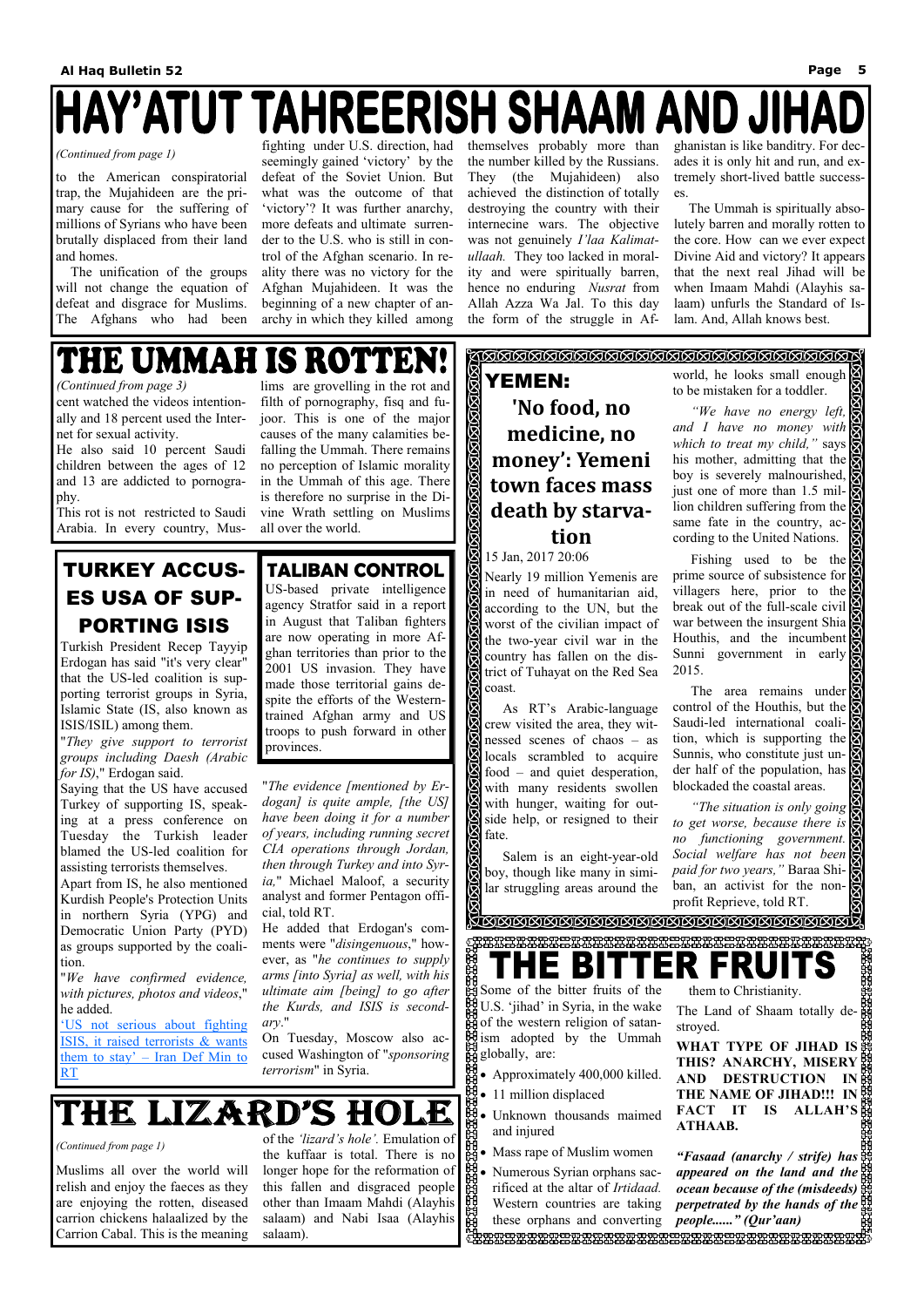# HAY'ATUT TAHREERISH SHAAM AND JIHAD

*(Continued from page 1)*

to the American conspiratorial trap, the Mujahideen are the primary cause for the suffering of millions of Syrians who have been brutally displaced from their land and homes.

The unification of the groups will not change the equation of defeat and disgrace for Muslims. The Afghans who had been fighting under U.S. direction, had seemingly gained 'victory' by the defeat of the Soviet Union. But what was the outcome of that 'victory'? It was further anarchy, more defeats and ultimate surrender to the U.S. who is still in control of the Afghan scenario. In reality there was no victory for the Afghan Mujahideen. It was the beginning of a new chapter of anarchy in which they killed among themselves probably more than the number killed by the Russians. They (the Mujahideen) also achieved the distinction of totally destroying the country with their internecine wars. The objective was not genuinely *I'laa Kalimatullaah.* They too lacked in morality and were spiritually barren, and hence no enduring *Nusrat* from Allah Azza Wa Jal. To this day the form of the struggle in Afghanistan is like banditry. For decades it is only hit and run, and extremely short-lived battle successes.

The Ummah is spiritually absolutely barren and morally rotten to the core. How can we ever expect Divine Aid and victory? It appears that the next real Jihad will be when Imaam Mahdi (Alayhis salaam) unfurls the Standard of Islam. And, Allah knows best.

# THE UMMAH IS ROTTEN!

*(Continued from page 3)*

cent watched the videos intentionally and 18 percent used the Internet for sexual activity.

He also said 10 percent Saudi children between the ages of 12 and 13 are addicted to pornography.

This rot is not restricted to Saudi Arabia. In every country, Muslims are grovelling in the rot and filth of pornography, fisq and fujoor. This is one of the major causes of the many calamities befalling the Ummah. There remains no perception of Islamic morality in the Ummah of this age. There is therefore no surprise in the Divine Wrath settling on Muslims all over the world.

## TURKEY ACCUSES USA OF SUPPORTING ISIS

Turkish President Recep Tayyip Erdogan has said "it's very clear" that the US-led coalition is supporting terrorist groups in Syria, Islamic State (IS, also known as ISIS/ISIL) among them.

"*They give support to terrorist groups including Daesh (Arabic for IS)*," Erdogan said.

Saying that the US have accused Turkey of supporting IS, speaking at a press conference on Tuesday the Turkish leader blamed the US-led coalition for assisting terrorists themselves.

Apart from IS, he also mentioned Kurdish People's Protection Units in northern Syria (YPG) and Democratic Union Party (PYD) as groups supported by the coalition.

"*We have confirmed evidence, with pictures, photos and videos*," he added.

['US not serious about fighting ISIS, it raised terrorists & wants them to stay' – Iran Def Min to RT]()

"*The evidence [mentioned by Erdogan] is quite ample, [the US] have been doing it for a number of years, including running secret CIA operations through Jordan, then through Turkey and into Syria,*" Michael Maloof, a security analyst and former Pentagon official, told RT.

He added that Erdogan's comments were "*disingenuous*," however, as "*he continues to supply arms [into Syria] as well, with his ultimate aim [being] to go after the Kurds, and ISIS is secondary*."

On Tuesday, Moscow also accused Washington of "*sponsoring terrorism*" in Syria.

## TALIBAN CONTROL

US-based private intelligence agency Stratfor said in a report in August that Taliban fighters are now operating in more Afghan territories than prior to the 2001 US invasion. They have made those territorial gains despite the efforts of the Western-trained Afghan army and US troops to push forward in other provinces.

## YEMEN: 'No food, no medicine, no money': Yemeni town faces mass death by starvation

15 Jan, 2017 20:06

Nearly 19 million Yemenis are in need of humanitarian aid, according to the UN, but the worst of the civilian impact of the two-year civil war in the country has fallen on the district of Tuhayat on the Red Sea coast.

As RT's Arabic-language crew visited the area, they witnessed scenes of chaos – as locals scrambled to acquire food – and quiet desperation, with many residents swollen with hunger, waiting for outside help, or resigned to their fate.

Salem is an eight-year-old boy, though like many in similar struggling areas around the world, he looks small enough to be mistaken for a toddler.

*"We have no energy left, and I have no money with which to treat my child,"* says his mother, admitting that the boy is severely malnourished, just one of more than 1.5 million children suffering from the same fate in the country, according to the United Nations.

Fishing used to be the prime source of subsistence for villagers here, prior to the break out of the full-scale civil war between the insurgent Shia Houthis, and the incumbent Sunni government in early 2015.

The area remains under control of the Houthis, but the Saudi-led international coalition, which is supporting the Sunnis, who constitute just under half of the population, has blockaded the coastal areas.

*"The situation is only going to get worse, because there is no functioning government. Social welfare has not been paid for two years,"* Baraa Shiban, an activist for the non-profit Reprieve, told RT.

# THE LIZARD'S HOLE

*(Continued from page 1)*

Muslims all over the world will relish and enjoy the faeces as they are enjoying the rotten, diseased carrion chickens halaalized by the Carrion Cabal. This is the meaning of the *'lizard's hole'.* Emulation of the kuffaar is total. There is no longer hope for the reformation of this fallen and disgraced people other than Imaam Mahdi (Alayhis salaam) and Nabi Isaa (Alayhis salaam).

# THE BITTER FRUITS

Some of the bitter fruits of the U.S. 'jihad' in Syria, in the wake of the western religion of satanism adopted by the Ummah globally, are:

- Approximately 400,000 killed.
- 11 million displaced
- Unknown thousands maimed and injured
- Mass rape of Muslim women
- Numerous Syrian orphans sacrificed at the altar of *Irtidaad.* Western countries are taking these orphans and converting them to Christianity.

The Land of Shaam totally destroyed.

**WHAT TYPE OF JIHAD IS THIS? ANARCHY, MISERY AND DESTRUCTION IN THE NAME OF JIHAD!!! IN FACT IT IS ALLAH'S ATHAAB.**

***"Fasaad (anarchy / strife) has appeared on the land and the ocean because of the (misdeeds) perpetrated by the hands of the people......" (Qur'aan)***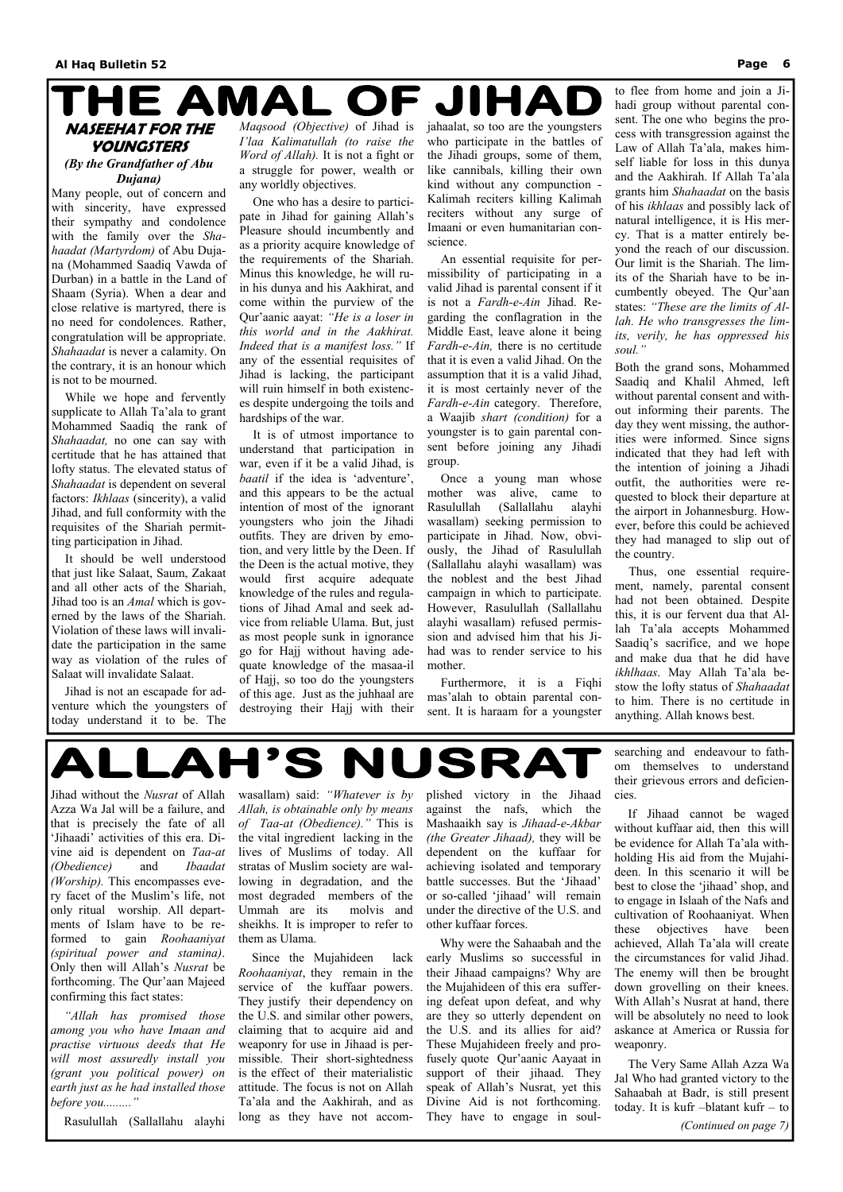# THE AMAL OF JIHAD

### NASEEHAT FOR THE YOUNGSTERS

*(By the Grandfather of Abu Dujana)*

Many people, out of concern and with sincerity, have expressed their sympathy and condolence with the family over the *Shahaadat (Martyrdom)* of Abu Dujana (Mohammed Saadiq Vawda of Durban) in a battle in the Land of Shaam (Syria). When a dear and close relative is martyred, there is no need for condolences. Rather, congratulation will be appropriate. *Shahaadat* is never a calamity. On the contrary, it is an honour which is not to be mourned.

While we hope and fervently supplicate to Allah Ta'ala to grant Mohammed Saadiq the rank of *Shahaadat,* no one can say with certitude that he has attained that lofty status. The elevated status of *Shahaadat* is dependent on several factors: *Ikhlaas* (sincerity), a valid Jihad, and full conformity with the requisites of the Shariah permitting participation in Jihad.

It should be well understood that just like Salaat, Saum, Zakaat and all other acts of the Shariah, Jihad too is an *Amal* which is governed by the laws of the Shariah. Violation of these laws will invalidate the participation in the same way as violation of the rules of Salaat will invalidate Salaat.

Jihad is not an escapade for adventure which the youngsters of today understand it to be. The *Maqsood (Objective)* of Jihad is *I'laa Kalimatullah (to raise the Word of Allah).* It is not a fight or a struggle for power, wealth or any worldly objectives.

One who has a desire to participate in Jihad for gaining Allah's Pleasure should incumbently and as a priority acquire knowledge of the requirements of the Shariah. Minus this knowledge, he will ruin his dunya and his Aakhirat, and come within the purview of the Qur'aanic aayat: *"He is a loser in this world and in the Aakhirat. Indeed that is a manifest loss."* If any of the essential requisites of Jihad is lacking, the participant will ruin himself in both existences despite undergoing the toils and hardships of the war.

It is of utmost importance to understand that participation in war, even if it be a valid Jihad, is *baatil* if the idea is 'adventure', and this appears to be the actual intention of most of the ignorant youngsters who join the Jihadi outfits. They are driven by emotion, and very little by the Deen. If the Deen is the actual motive, they would first acquire adequate knowledge of the rules and regulations of Jihad Amal and seek advice from reliable Ulama. But, just as most people sunk in ignorance go for Hajj without having adequate knowledge of the masaa-il of Hajj, so too do the youngsters of this age. Just as the juhhaal are destroying their Hajj with their jahaalat, so too are the youngsters who participate in the battles of the Jihadi groups, some of them, like cannibals, killing their own kind without any compunction - Kalimah reciters killing Kalimah reciters without any surge of Imaani or even humanitarian conscience.

An essential requisite for permissibility of participating in a valid Jihad is parental consent if it is not a *Fardh-e-Ain* Jihad. Regarding the conflagration in the Middle East, leave alone it being *Fardh-e-Ain,* there is no certitude that it is even a valid Jihad. On the assumption that it is a valid Jihad, it is most certainly never of the *Fardh-e-Ain* category. Therefore, a Waajib *shart (condition)* for a youngster is to gain parental consent before joining any Jihadi group.

Once a young man whose mother was alive, came to Rasulullah (Sallallahu alayhi wasallam) seeking permission to participate in Jihad. Now, obviously, the Jihad of Rasulullah (Sallallahu alayhi wasallam) was the noblest and the best Jihad campaign in which to participate. However, Rasulullah (Sallallahu alayhi wasallam) refused permission and advised him that his Jihad was to render service to his mother.

Furthermore, it is a Fiqhi mas'alah to obtain parental consent. It is haraam for a youngster to flee from home and join a Jihadi group without parental consent. The one who begins the process with transgression against the Law of Allah Ta'ala, makes himself liable for loss in this dunya and the Aakhirah. If Allah Ta'ala grants him *Shahaadat* on the basis of his *ikhlaas* and possibly lack of natural intelligence, it is His mercy. That is a matter entirely beyond the reach of our discussion. Our limit is the Shariah. The limits of the Shariah have to be incumbently obeyed. The Qur'aan states: *"These are the limits of Allah. He who transgresses the limits, verily, he has oppressed his soul."*

Both the grand sons, Mohammed Saadiq and Khalil Ahmed, left without parental consent and without informing their parents. The day they went missing, the authorities were informed. Since signs indicated that they had left with the intention of joining a Jihadi outfit, the authorities were requested to block their departure at the airport in Johannesburg. However, before this could be achieved they had managed to slip out of the country.

Thus, one essential requirement, namely, parental consent had not been obtained. Despite this, it is our fervent dua that Allah Ta'ala accepts Mohammed Saadiq's sacrifice, and we hope and make dua that he did have *ikhlhaas*. May Allah Ta'ala bestow the lofty status of *Shahaadat* to him. There is no certitude in anything. Allah knows best.

# ALLAH'S NUSRAT

Jihad without the *Nusrat* of Allah Azza Wa Jal will be a failure, and that is precisely the fate of all 'Jihaadi' activities of this era. Divine aid is dependent on *Taa-at (Obedience)* and *Ibaadat (Worship).* This encompasses every facet of the Muslim's life, not only ritual worship. All departments of Islam have to be reformed to gain *Roohaaniyat (spiritual power and stamina)*. Only then will Allah's *Nusrat* be forthcoming. The Qur'aan Majeed confirming this fact states:

*"Allah has promised those among you who have Imaan and practise virtuous deeds that He will most assuredly install you (grant you political power) on earth just as he had installed those before you........."*

Rasulullah (Sallallahu alayhi wasallam) said: *"Whatever is by Allah, is obtainable only by means of Taa-at (Obedience)."* This is the vital ingredient lacking in the lives of Muslims of today. All stratas of Muslim society are wallowing in degradation, and the most degraded members of the Ummah are its molvis and sheikhs. It is improper to refer to them as Ulama.

Since the Mujahideen lack *Roohaaniyat*, they remain in the service of the kuffaar powers. They justify their dependency on the U.S. and similar other powers, claiming that to acquire aid and weaponry for use in Jihaad is permissible. Their short-sightedness is the effect of their materialistic attitude. The focus is not on Allah Ta'ala and the Aakhirah, and as long as they have not accomplished victory in the Jihaad against the nafs, which the Mashaaikh say is *Jihaad-e-Akbar (the Greater Jihaad),* they will be dependent on the kuffaar for achieving isolated and temporary battle successes. But the 'Jihaad' or so-called 'jihaad' will remain under the directive of the U.S. and other kuffaar forces.

Why were the Sahaabah and the early Muslims so successful in their Jihaad campaigns? Why are the Mujahideen of this era suffering defeat upon defeat, and why are they so utterly dependent on the U.S. and its allies for aid? These Mujahideen freely and profusely quote Qur'aanic Aayaat in support of their jihaad. They speak of Allah's Nusrat, yet this Divine Aid is not forthcoming. They have to engage in soul-searching and endeavour to fathom themselves to understand their grievous errors and deficiencies.

If Jihaad cannot be waged without kuffaar aid, then this will be evidence for Allah Ta'ala withholding His aid from the Mujahideen. In this scenario it will be best to close the 'jihaad' shop, and to engage in Islaah of the Nafs and cultivation of Roohaaniyat. When these objectives have been achieved, Allah Ta'ala will create the circumstances for valid Jihad. The enemy will then be brought down grovelling on their knees. With Allah's Nusrat at hand, there will be absolutely no need to look askance at America or Russia for weaponry.

The Very Same Allah Azza Wa Jal Who had granted victory to the Sahaabah at Badr, is still present today. It is kufr –blatant kufr – to

*(Continued on page 7)*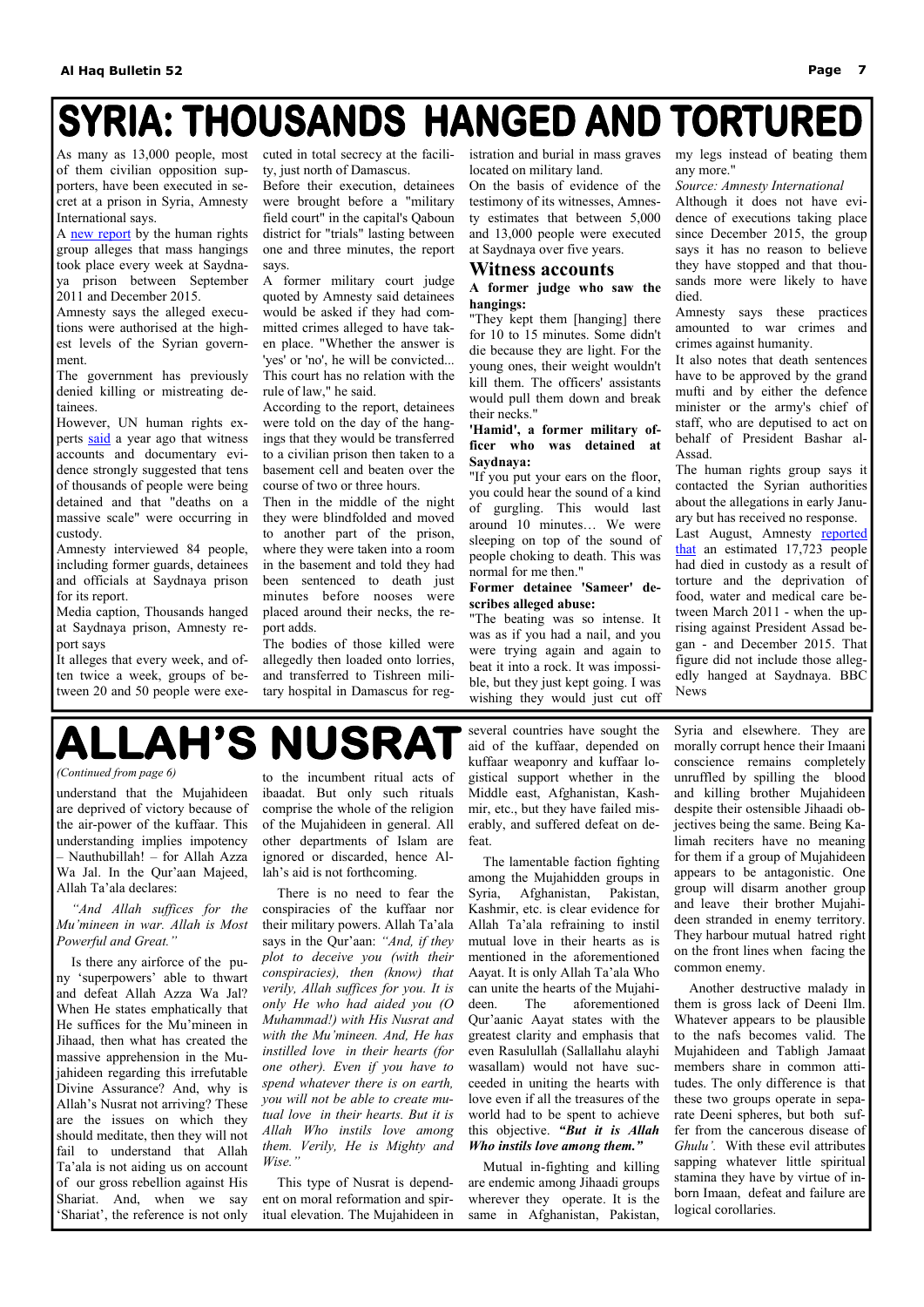# SYRIA: THOUSANDS HANGED AND TORTURED

As many as 13,000 people, most of them civilian opposition supporters, have been executed in secret at a prison in Syria, Amnesty International says.

A new report by the human rights group alleges that mass hangings took place every week at Saydnaya prison between September 2011 and December 2015.

Amnesty says the alleged executions were authorised at the highest levels of the Syrian government.

The government has previously denied killing or mistreating detainees.

However, UN human rights experts said a year ago that witness accounts and documentary evidence strongly suggested that tens of thousands of people were being detained and that "deaths on a massive scale" were occurring in custody.

Amnesty interviewed 84 people, including former guards, detainees and officials at Saydnaya prison for its report.

Media caption, Thousands hanged at Saydnaya prison, Amnesty report says

It alleges that every week, and often twice a week, groups of between 20 and 50 people were executed in total secrecy at the facility, just north of Damascus.

Before their execution, detainees were brought before a "military field court" in the capital's Qaboun district for "trials" lasting between one and three minutes, the report says.

A former military court judge quoted by Amnesty said detainees would be asked if they had committed crimes alleged to have taken place. "Whether the answer is 'yes' or 'no', he will be convicted... This court has no relation with the rule of law," he said.

According to the report, detainees were told on the day of the hangings that they would be transferred to a civilian prison then taken to a basement cell and beaten over the course of two or three hours.

Then in the middle of the night they were blindfolded and moved to another part of the prison, where they were taken into a room in the basement and told they had been sentenced to death just minutes before nooses were placed around their necks, the report adds.

The bodies of those killed were allegedly then loaded onto lorries, and transferred to Tishreen military hospital in Damascus for registration and burial in mass graves located on military land.

On the basis of evidence of the testimony of its witnesses, Amnesty estimates that between 5,000 and 13,000 people were executed at Saydnaya over five years.

## Witness accounts

**A former judge who saw the hangings:**

"They kept them [hanging] there for 10 to 15 minutes. Some didn't die because they are light. For the young ones, their weight wouldn't kill them. The officers' assistants would pull them down and break their necks."

**'Hamid', a former military officer who was detained at Saydnaya:**

"If you put your ears on the floor, you could hear the sound of a kind of gurgling. This would last around 10 minutes… We were sleeping on top of the sound of people choking to death. This was normal for me then."

**Former detainee 'Sameer' describes alleged abuse:**

"The beating was so intense. It was as if you had a nail, and you were trying again and again to beat it into a rock. It was impossible, but they just kept going. I was wishing they would just cut off my legs instead of beating them any more."

*Source: Amnesty International*

Although it does not have evidence of executions taking place since December 2015, the group says it has no reason to believe they have stopped and that thousands more were likely to have died.

Amnesty says these practices amounted to war crimes and crimes against humanity.

It also notes that death sentences have to be approved by the grand mufti and by either the defence minister or the army's chief of staff, who are deputised to act on behalf of President Bashar al-Assad.

The human rights group says it contacted the Syrian authorities about the allegations in early January but has received no response.

Last August, Amnesty reported that an estimated 17,723 people had died in custody as a result of torture and the deprivation of food, water and medical care between March 2011 - when the uprising against President Assad began - and December 2015. That figure did not include those allegedly hanged at Saydnaya. BBC News

# ALLAH'S NUSRAT

*(Continued from page 6)*

understand that the Mujahideen are deprived of victory because of the air-power of the kuffaar. This understanding implies impotency – Nauthubillah! – for Allah Azza Wa Jal. In the Qur'aan Majeed, Allah Ta'ala declares:

*"And Allah suffices for the Mu'mineen in war. Allah is Most Powerful and Great."*

Is there any airforce of the puny 'superpowers' able to thwart and defeat Allah Azza Wa Jal? When He states emphatically that He suffices for the Mu'mineen in Jihaad, then what has created the massive apprehension in the Mujahideen regarding this irrefutable Divine Assurance? And, why is Allah's Nusrat not arriving? These are the issues on which they should meditate, then they will not fail to understand that Allah Ta'ala is not aiding us on account of our gross rebellion against His Shariat. And, when we say 'Shariat', the reference is not only to the incumbent ritual acts of ibaadat. But only such rituals comprise the whole of the religion of the Mujahideen in general. All other departments of Islam are ignored or discarded, hence Allah's aid is not forthcoming.

There is no need to fear the conspiracies of the kuffaar nor their military powers. Allah Ta'ala says in the Qur'aan: *"And, if they plot to deceive you (with their conspiracies), then (know) that verily, Allah suffices for you. It is only He who had aided you (O Muhammad!) with His Nusrat and with the Mu'mineen. And, He has instilled love in their hearts (for one other). Even if you have to spend whatever there is on earth, you will not be able to create mutual love in their hearts. But it is Allah Who instils love among them. Verily, He is Mighty and Wise."*

This type of Nusrat is dependent on moral reformation and spiritual elevation. The Mujahideen in several countries have sought the aid of the kuffaar, depended on kuffaar weaponry and kuffaar logistical support whether in the Middle east, Afghanistan, Kashmir, etc., but they have failed miserably, and suffered defeat on defeat.

The lamentable faction fighting among the Mujahidden groups in Syria, Afghanistan, Pakistan, Kashmir, etc. is clear evidence for Allah Ta'ala refraining to instil mutual love in their hearts as is mentioned in the aforementioned Aayat. It is only Allah Ta'ala Who can unite the hearts of the Mujahideen. The aforementioned Qur'aanic Aayat states with the greatest clarity and emphasis that even Rasulullah (Sallallahu alayhi wasallam) would not have succeeded in uniting the hearts with love even if all the treasures of the world had to be spent to achieve this objective. ***"But it is Allah Who instils love among them."***

Mutual in-fighting and killing are endemic among Jihaadi groups wherever they operate. It is the same in Afghanistan, Pakistan, Syria and elsewhere. They are morally corrupt hence their Imaani conscience remains completely unruffled by spilling the blood and killing brother Mujahideen despite their ostensible Jihaadi objectives being the same. Being Kalimah reciters have no meaning for them if a group of Mujahideen appears to be antagonistic. One group will disarm another group and leave their brother Mujahideen stranded in enemy territory. They harbour mutual hatred right on the front lines when facing the common enemy.

Another destructive malady in them is gross lack of Deeni Ilm. Whatever appears to be plausible to the nafs becomes valid. The Mujahideen and Tabligh Jamaat members share in common attitudes. The only difference is that these two groups operate in separate Deeni spheres, but both suffer from the cancerous disease of *Ghulu'*. With these evil attributes sapping whatever little spiritual stamina they have by virtue of inborn Imaan, defeat and failure are logical corollaries.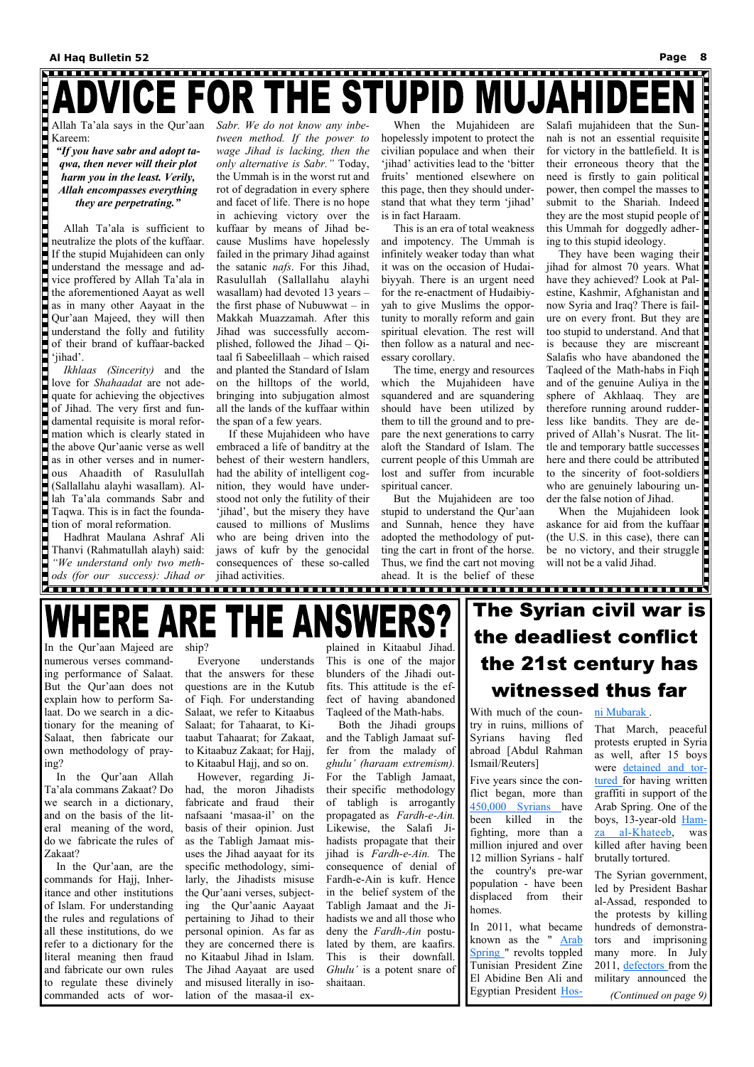# ADVICE FOR THE STUPID MUJAHIDEEN

Allah Ta'ala says in the Qur'aan Kareem:

***"If you have sabr and adopt taqwa, then never will their plot harm you in the least. Verily, Allah encompasses everything they are perpetrating."***

Allah Ta'ala is sufficient to neutralize the plots of the kuffaar. If the stupid Mujahideen can only understand the message and advice proffered by Allah Ta'ala in the aforementioned Aayat as well as in many other Aayaat in the Qur'aan Majeed, they will then understand the folly and futility of their brand of kuffaar-backed 'jihad'.

*Ikhlaas (Sincerity)* and the love for *Shahaadat* are not adequate for achieving the objectives of Jihad. The very first and fundamental requisite is moral reformation which is clearly stated in the above Qur'aanic verse as well as in other verses and in numerous Ahaadith of Rasulullah (Sallallahu alayhi wasallam). Allah Ta'ala commands Sabr and Taqwa. This is in fact the foundation of moral reformation.

Hadhrat Maulana Ashraf Ali Thanvi (Rahmatullah alayh) said: *"We understand only two methods (for our success): Jihad or Sabr. We do not know any inbetween method. If the power to wage Jihad is lacking, then the only alternative is Sabr."* Today, the Ummah is in the worst rut and rot of degradation in every sphere and facet of life. There is no hope in achieving victory over the kuffaar by means of Jihad because Muslims have hopelessly failed in the primary Jihad against the satanic *nafs*. For this Jihad, Rasulullah (Sallallahu alayhi wasallam) had devoted 13 years – the first phase of Nubuwwat – in Makkah Muazzamah. After this Jihad was successfully accomplished, followed the Jihad – Qitaal fi Sabeelillaah – which raised and planted the Standard of Islam on the hilltops of the world, bringing into subjugation almost all the lands of the kuffaar within the span of a few years.

If these Mujahideen who have embraced a life of banditry at the behest of their western handlers, had the ability of intelligent cognition, they would have understood not only the futility of their 'jihad', but the misery they have caused to millions of Muslims who are being driven into the jaws of kufr by the genocidal consequences of these so-called jihad activities.

When the Mujahideen are hopelessly impotent to protect the civilian populace and when their 'jihad' activities lead to the 'bitter fruits' mentioned elsewhere on this page, then they should understand that what they term 'jihad' is in fact Haraam.

This is an era of total weakness and impotency. The Ummah is infinitely weaker today than what it was on the occasion of Hudaibiyyah. There is an urgent need for the re-enactment of Hudaibiyyah to give Muslims the opportunity to morally reform and gain spiritual elevation. The rest will follow as a natural and necessary corollary.

The time, energy and resources which the Mujahideen have squandered and are squandering should have been utilized by them to till the ground and to prepare the next generations to carry aloft the Standard of Islam. The current people of this Ummah are lost and suffer from incurable spiritual cancer.

But the Mujahideen are too stupid to understand the Qur'aan and Sunnah, hence they have adopted the methodology of putting the cart in front of the horse. Thus, we find the cart not moving ahead. It is the belief of these Salafi mujahideen that the Sunnah is not an essential requisite for victory in the battlefield. It is their erroneous theory that the need is firstly to gain political power, then compel the masses to submit to the Shariah. Indeed they are the most stupid people of this Ummah for doggedly adhering to this stupid ideology.

They have been waging their jihad for almost 70 years. What have they achieved? Look at Palestine, Kashmir, Afghanistan and now Syria and Iraq? There is failure on every front. But they are too stupid to understand. And that is because they are miscreant Salafis who have abandoned the Taqleed of the Math-habs in Fiqh and of the genuine Auliya in the sphere of Akhlaaq. They are therefore running around rudderless like bandits. They are deprived of Allah's Nusrat. The little and temporary battle successes here and there could be attributed to the sincerity of foot-soldiers who are genuinely labouring under the false notion of Jihad.

When the Mujahideen look askance for aid from the kuffaar (the U.S. in this case), there can be no victory, and their struggle will not be a valid Jihad.

# WHERE ARE THE ANSWERS?

In the Qur'aan Majeed are numerous verses commanding performance of Salaat. But the Qur'aan does not explain how to perform Salaat. Do we search in a dictionary for the meaning of Salaat, then fabricate our own methodology of praying?

In the Qur'aan Allah Ta'ala commans Zakaat? Do we search in a dictionary, and on the basis of the literal meaning of the word, do we fabricate the rules of Zakaat?

In the Qur'aan, are the commands for Hajj, Inheritance and other institutions of Islam. For understanding the rules and regulations of all these institutions, do we refer to a dictionary for the literal meaning then fraud and fabricate our own rules to regulate these divinely commanded acts of worship?

Everyone understands that the answers for these questions are in the Kutub of Fiqh. For understanding Salaat, we refer to Kitaabus Salaat; for Tahaarat, to Kitaabut Tahaarat; for Zakaat, to Kitaabuz Zakaat; for Hajj, to Kitaabul Hajj, and so on.

However, regarding Jihad, the moron Jihadists fabricate and fraud their nafsaani 'masaa-il' on the basis of their opinion. Just as the Tabligh Jamaat misuses the Jihad aayaat for its specific methodology, similarly, the Jihadists misuse the Qur'aani verses, subjecting the Qur'aanic Aayaat pertaining to Jihad to their personal opinion. As far as they are concerned there is no Kitaabul Jihad in Islam. The Jihad Aayaat are used and misused literally in isolation of the masaa-il explained in Kitaabul Jihad. This is one of the major blunders of the Jihadi outfits. This attitude is the effect of having abandoned Taqleed of the Math-habs.

Both the Jihadi groups and the Tabligh Jamaat suffer from the malady of *ghulu' (haraam extremism)*. For the Tabligh Jamaat, their specific methodology of tabligh is arrogantly propagated as *Fardh-e-Ain.* Likewise, the Salafi Jihadists propagate that their jihad is *Fardh-e-Ain.* The consequence of denial of Fardh-e-Ain is kufr. Hence in the belief system of the Tabligh Jamaat and the Jihadists we and all those who deny the *Fardh-e-Ain* postulated by them, are kaafirs. This is their downfall. *Ghulu'* is a potent snare of shaitaan.

## The Syrian civil war is the deadliest conflict the 21st century has witnessed thus far

With much of the country in ruins, millions of Syrians having fled abroad [Abdul Rahman Ismail/Reuters]

Five years since the conflict began, more than 450,000 Syrians have been killed in the fighting, more than a million injured and over 12 million Syrians - half the country's pre-war population - have been displaced from their homes.

In 2011, what became known as the "Arab Spring" revolts toppled Tunisian President Zine El Abidine Ben Ali and Egyptian President Hosni Mubarak.

That March, peaceful protests erupted in Syria as well, after 15 boys were detained and tortured for having written graffiti in support of the Arab Spring. One of the boys, 13-year-old Hamza al-Khateeb, was killed after having been brutally tortured.

The Syrian government, led by President Bashar al-Assad, responded to the protests by killing hundreds of demonstrators and imprisoning many more. In July 2011, defectors from the military announced the

*(Continued on page 9)*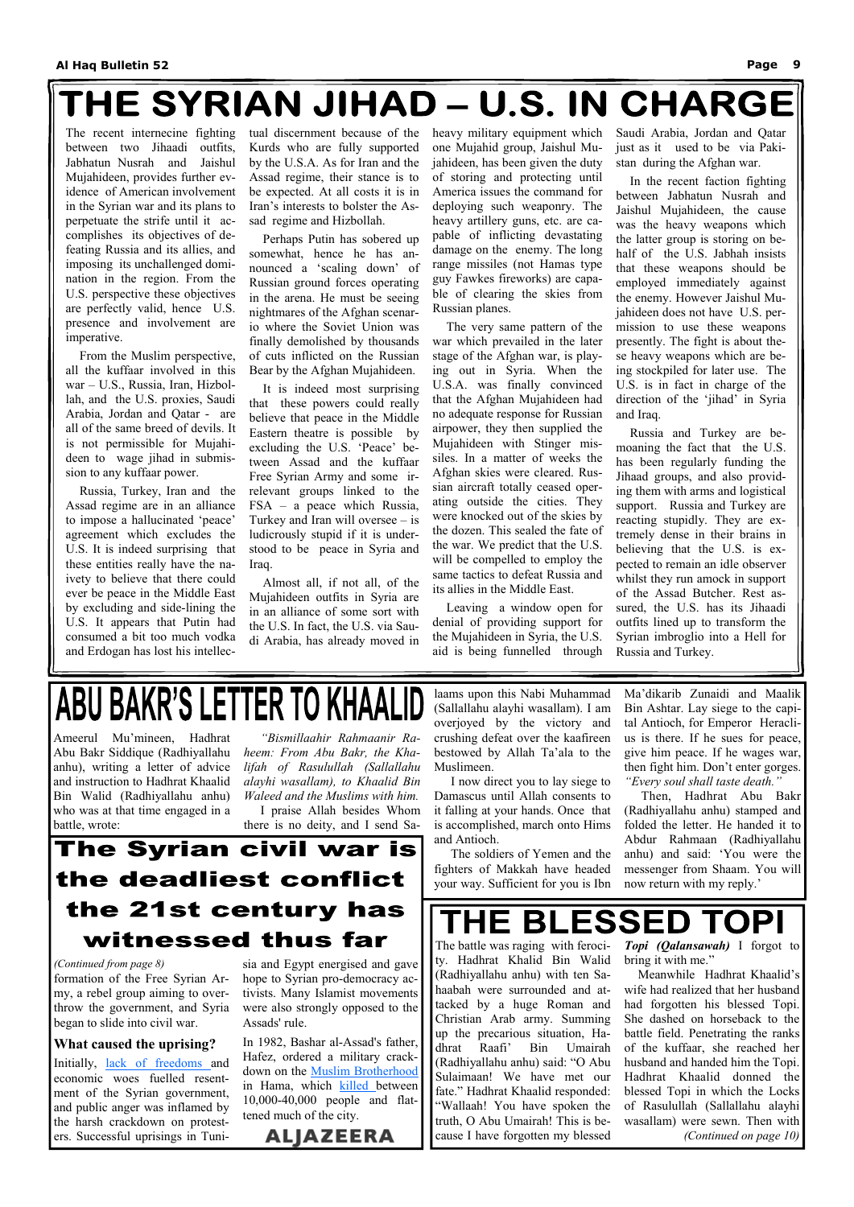# THE SYRIAN JIHAD – U.S. IN CHARGE

The recent internecine fighting between two Jihaadi outfits, Jabhatun Nusrah and Jaishul Mujahideen, provides further evidence of American involvement in the Syrian war and its plans to perpetuate the strife until it accomplishes its objectives of defeating Russia and its allies, and imposing its unchallenged domination in the region. From the U.S. perspective these objectives are perfectly valid, hence U.S. presence and involvement are imperative.

From the Muslim perspective, all the kuffaar involved in this war – U.S., Russia, Iran, Hizbollah, and the U.S. proxies, Saudi Arabia, Jordan and Qatar - are all of the same breed of devils. It is not permissible for Mujahideen to wage jihad in submission to any kuffaar power.

Russia, Turkey, Iran and the Assad regime are in an alliance to impose a hallucinated 'peace' agreement which excludes the U.S. It is indeed surprising that these entities really have the naivety to believe that there could ever be peace in the Middle East by excluding and side-lining the U.S. It appears that Putin had consumed a bit too much vodka and Erdogan has lost his intellectual discernment because of the Kurds who are fully supported by the U.S.A. As for Iran and the Assad regime, their stance is to be expected. At all costs it is in Iran's interests to bolster the Assad regime and Hizbollah.

Perhaps Putin has sobered up somewhat, hence he has announced a 'scaling down' of Russian ground forces operating in the arena. He must be seeing nightmares of the Afghan scenario where the Soviet Union was finally demolished by thousands of cuts inflicted on the Russian Bear by the Afghan Mujahideen.

It is indeed most surprising that these powers could really believe that peace in the Middle Eastern theatre is possible by excluding the U.S. 'Peace' between Assad and the kuffaar Free Syrian Army and some irrelevant groups linked to the FSA – a peace which Russia, Turkey and Iran will oversee – is ludicrously stupid if it is understood to be peace in Syria and Iraq.

Almost all, if not all, of the Mujahideen outfits in Syria are in an alliance of some sort with the U.S. In fact, the U.S. via Saudi Arabia, has already moved in heavy military equipment which one Mujahid group, Jaishul Mujahideen, has been given the duty of storing and protecting until America issues the command for deploying such weaponry. The heavy artillery guns, etc. are capable of inflicting devastating damage on the enemy. The long range missiles (not Hamas type guy Fawkes fireworks) are capable of clearing the skies from Russian planes.

The very same pattern of the war which prevailed in the later stage of the Afghan war, is playing out in Syria. When the U.S.A. was finally convinced that the Afghan Mujahideen had no adequate response for Russian airpower, they then supplied the Mujahideen with Stinger missiles. In a matter of weeks the Afghan skies were cleared. Russian aircraft totally ceased operating outside the cities. They were knocked out of the skies by the dozen. This sealed the fate of the war. We predict that the U.S. will be compelled to employ the same tactics to defeat Russia and its allies in the Middle East.

Leaving a window open for denial of providing support for the Mujahideen in Syria, the U.S. aid is being funnelled through Saudi Arabia, Jordan and Qatar just as it used to be via Pakistan during the Afghan war.

In the recent faction fighting between Jabhatun Nusrah and Jaishul Mujahideen, the cause was the heavy weapons which the latter group is storing on behalf of the U.S. Jabhah insists that these weapons should be employed immediately against the enemy. However Jaishul Mujahideen does not have U.S. permission to use these weapons presently. The fight is about these heavy weapons which are being stockpiled for later use. The U.S. is in fact in charge of the direction of the 'jihad' in Syria and Iraq.

Russia and Turkey are bemoaning the fact that the U.S. has been regularly funding the Jihaad groups, and also providing them with arms and logistical support. Russia and Turkey are reacting stupidly. They are extremely dense in their brains in believing that the U.S. is expected to remain an idle observer whilst they run amock in support of the Assad Butcher. Rest assured, the U.S. has its Jihaadi outfits lined up to transform the Syrian imbroglio into a Hell for Russia and Turkey.

# ABU BAKR'S LETTER TO KHAALID

Ameerul Mu'mineen, Hadhrat Abu Bakr Siddique (Radhiyallahu anhu), writing a letter of advice and instruction to Hadhrat Khaalid Bin Walid (Radhiyallahu anhu) who was at that time engaged in a battle, wrote:

*"Bismillaahir Rahmaanir Raheem: From Abu Bakr, the Khalifah of Rasulullah (Sallallahu alayhi wasallam), to Khaalid Bin Waleed and the Muslims with him.*

I praise Allah besides Whom there is no deity, and I send Salaams upon this Nabi Muhammad (Sallallahu alayhi wasallam). I am overjoyed by the victory and crushing defeat over the kaafireen bestowed by Allah Ta'ala to the Muslimeen.

I now direct you to lay siege to Damascus until Allah consents to it falling at your hands. Once that is accomplished, march onto Hims and Antioch.

The soldiers of Yemen and the fighters of Makkah have headed your way. Sufficient for you is Ibn Ma'dikarib Zunaidi and Maalik Bin Ashtar. Lay siege to the capital Antioch, for Emperor Heraclius is there. If he sues for peace, give him peace. If he wages war, then fight him. Don't enter gorges. *"Every soul shall taste death."*

Then, Hadhrat Abu Bakr (Radhiyallahu anhu) stamped and folded the letter. He handed it to Abdur Rahmaan (Radhiyallahu anhu) and said: 'You were the messenger from Shaam. You will now return with my reply.'

# The Syrian civil war is the deadliest conflict the 21st century has witnessed thus far

*(Continued from page 8)*

formation of the Free Syrian Army, a rebel group aiming to overthrow the government, and Syria began to slide into civil war.

### What caused the uprising?

Initially, lack of freedoms and economic woes fuelled resentment of the Syrian government, and public anger was inflamed by the harsh crackdown on protesters. Successful uprisings in Tunisia and Egypt energised and gave hope to Syrian pro-democracy activists. Many Islamist movements were also strongly opposed to the Assads' rule.

In 1982, Bashar al-Assad's father, Hafez, ordered a military crackdown on the Muslim Brotherhood in Hama, which killed between 10,000-40,000 people and flattened much of the city.

ALJAZEERA

# THE BLESSED TOPI

The battle was raging with ferocity. Hadhrat Khalid Bin Walid (Radhiyallahu anhu) with ten Sahaabah were surrounded and attacked by a huge Roman and Christian Arab army. Summing up the precarious situation, Hadhrat Raafi' Bin Umairah (Radhiyallahu anhu) said: "O Abu Sulaimaan! We have met our fate." Hadhrat Khaalid responded: "Wallaah! You have spoken the truth, O Abu Umairah! This is because I have forgotten my blessed ***Topi (Qalansawah)*** I forgot to bring it with me."

Meanwhile Hadhrat Khaalid's wife had realized that her husband had forgotten his blessed Topi. She dashed on horseback to the battle field. Penetrating the ranks of the kuffaar, she reached her husband and handed him the Topi. Hadhrat Khaalid donned the blessed Topi in which the Locks of Rasulullah (Sallallahu alayhi wasallam) were sewn. Then with

*(Continued on page 10)*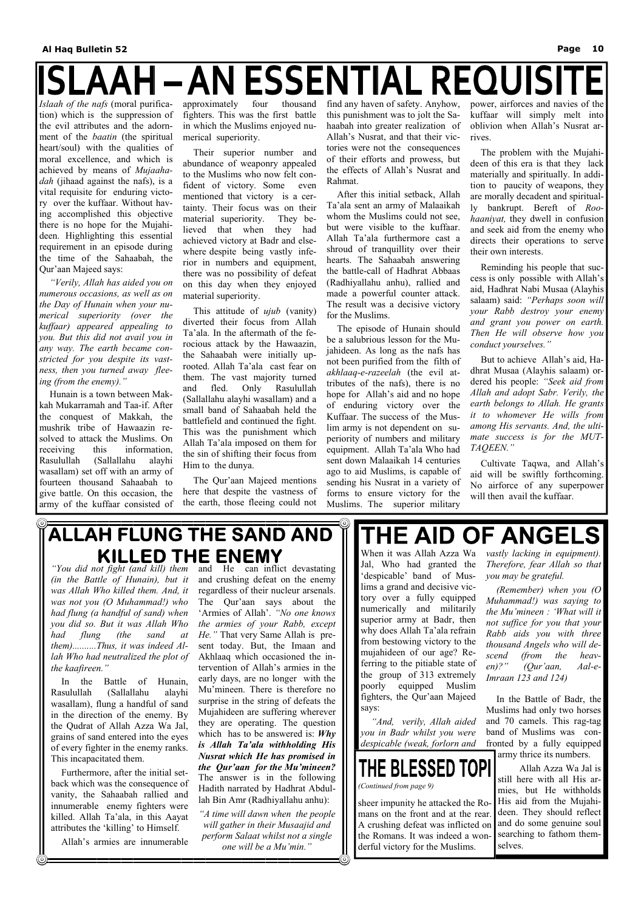# ISLAAH – AN ESSENTIAL REQUISITE

*Islaah of the nafs* (moral purification) which is the suppression of the evil attributes and the adornment of the *baatin* (the spiritual heart/soul) with the qualities of moral excellence, and which is achieved by means of *Mujaahadah* (jihaad against the nafs), is a vital requisite for enduring victory over the kuffaar. Without having accomplished this objective there is no hope for the Mujahideen. Highlighting this essential requirement in an episode during the time of the Sahaabah, the Qur'aan Majeed says:

*"Verily, Allah has aided you on numerous occasions, as well as on the Day of Hunain when your numerical superiority (over the kuffaar) appeared appealing to you. But this did not avail you in any way. The earth became constricted for you despite its vastness, then you turned away fleeing (from the enemy)."*

Hunain is a town between Makkah Mukarramah and Taa-if. After the conquest of Makkah, the mushrik tribe of Hawaazin resolved to attack the Muslims. On receiving this information, Rasulullah (Sallallahu alayhi wasallam) set off with an army of fourteen thousand Sahaabah to give battle. On this occasion, the army of the kuffaar consisted of approximately four thousand fighters. This was the first battle in which the Muslims enjoyed numerical superiority.

Their superior number and abundance of weaponry appealed to the Muslims who now felt confident of victory. Some even mentioned that victory is a certainty. Their focus was on their material superiority. They believed that when they had achieved victory at Badr and elsewhere despite being vastly inferior in numbers and equipment, there was no possibility of defeat on this day when they enjoyed material superiority.

This attitude of *ujub* (vanity) diverted their focus from Allah Ta'ala. In the aftermath of the ferocious attack by the Hawaazin, the Sahaabah were initially uprooted. Allah Ta'ala cast fear on them. The vast majority turned and fled. Only Rasulullah (Sallallahu alayhi wasallam) and a small band of Sahaabah held the battlefield and continued the fight. This was the punishment which Allah Ta'ala imposed on them for the sin of shifting their focus from Him to the dunya.

The Qur'aan Majeed mentions here that despite the vastness of the earth, those fleeing could not find any haven of safety. Anyhow, this punishment was to jolt the Sahaabah into greater realization of Allah's Nusrat, and that their victories were not the consequences of their efforts and prowess, but the effects of Allah's Nusrat and Rahmat.

After this initial setback, Allah Ta'ala sent an army of Malaaikah whom the Muslims could not see, but were visible to the kuffaar. Allah Ta'ala furthermore cast a shroud of tranquillity over their hearts. The Sahaabah answering the battle-call of Hadhrat Abbaas (Radhiyallahu anhu), rallied and made a powerful counter attack. The result was a decisive victory for the Muslims.

The episode of Hunain should be a salubrious lesson for the Mujahideen. As long as the nafs has not been purified from the filth of *akhlaaq-e-razeelah* (the evil attributes of the nafs), there is no hope for Allah's aid and no hope of enduring victory over the Kuffaar. The success of the Muslim army is not dependent on superiority of numbers and military equipment. Allah Ta'ala Who had sent down Malaaikah 14 centuries ago to aid Muslims, is capable of sending His Nusrat in a variety of forms to ensure victory for the Muslims. The superior military power, airforces and navies of the kuffaar will simply melt into oblivion when Allah's Nusrat arrives.

The problem with the Mujahideen of this era is that they lack materially and spiritually. In addition to paucity of weapons, they are morally decadent and spiritually bankrupt. Bereft of *Roohaaniyat,* they dwell in confusion and seek aid from the enemy who directs their operations to serve their own interests.

Reminding his people that success is only possible with Allah's aid, Hadhrat Nabi Musaa (Alayhis salaam) said: *"Perhaps soon will your Rabb destroy your enemy and grant you power on earth. Then He will observe how you conduct yourselves."*

But to achieve Allah's aid, Hadhrat Musaa (Alayhis salaam) ordered his people: *"Seek aid from Allah and adopt Sabr. Verily, the earth belongs to Allah. He grants it to whomever He wills from among His servants. And, the ultimate success is for the MUTTAQEEN."*

Cultivate Taqwa, and Allah's aid will be swiftly forthcoming. No airforce of any superpower will then avail the kuffaar.

# ALLAH FLUNG THE SAND AND KILLED THE ENEMY

*"You did not fight (and kill) them (in the Battle of Hunain), but it was Allah Who killed them. And, it was not you (O Muhammad!) who had flung (a handful of sand) when you did so. But it was Allah Who had flung (the sand at them)..........Thus, it was indeed Allah Who had neutralized the plot of the kaafireen."*

In the Battle of Hunain, Rasulullah (Sallallahu alayhi wasallam), flung a handful of sand in the direction of the enemy. By the Qudrat of Allah Azza Wa Jal, grains of sand entered into the eyes of every fighter in the enemy ranks. This incapacitated them.

Furthermore, after the initial setback which was the consequence of vanity, the Sahaabah rallied and innumerable enemy fighters were killed. Allah Ta'ala, in this Aayat attributes the 'killing' to Himself.

Allah's armies are innumerable and He can inflict devastating and crushing defeat on the enemy regardless of their nucleur arsenals. The Qur'aan says about the 'Armies of Allah'. *"No one knows the armies of your Rabb, except He."* That very Same Allah is present today. But, the Imaan and Akhlaaq which occasioned the intervention of Allah's armies in the early days, are no longer with the Mu'mineen. There is therefore no surprise in the string of defeats the Mujahideen are suffering wherever they are operating. The question which has to be answered is: ***Why is Allah Ta'ala withholding His Nusrat which He has promised in the Qur'aan for the Mu'mineen?*** The answer is in the following Hadith narrated by Hadhrat Abdullah Bin Amr (Radhiyallahu anhu):

*"A time will dawn when the people will gather in their Musaajid and perform Salaat whilst not a single one will be a Mu'min."*

# THE AID OF ANGELS

When it was Allah Azza Wa Jal, Who had granted the 'despicable' band of Muslims a grand and decisive victory over a fully equipped numerically and militarily superior army at Badr, then why does Allah Ta'ala refrain from bestowing victory to the mujahideen of our age? Referring to the pitiable state of the group of 313 extremely poorly equipped Muslim fighters, the Qur'aan Majeed says:

*"And, verily, Allah aided you in Badr whilst you were despicable (weak, forlorn and vastly lacking in equipment). Therefore, fear Allah so that you may be grateful.*

*(Remember) when you (O Muhammad!) was saying to the Mu'mineen : 'What will it not suffice for you that your Rabb aids you with three thousand Angels who will descend (from the heaven)?" (Qur'aan, Aal-e-Imraan 123 and 124)*

In the Battle of Badr, the Muslims had only two horses and 70 camels. This rag-tag band of Muslims was confronted by a fully equipped army thrice its numbers.

Allah Azza Wa Jal is still here with all His armies, but He withholds His aid from the Mujahideen. They should reflect and do some genuine soul searching to fathom themselves.

# THE BLESSED TOPI

*(Continued from page 9)*

sheer impunity he attacked the Romans on the front and at the rear. A crushing defeat was inflicted on the Romans. It was indeed a wonderful victory for the Muslims.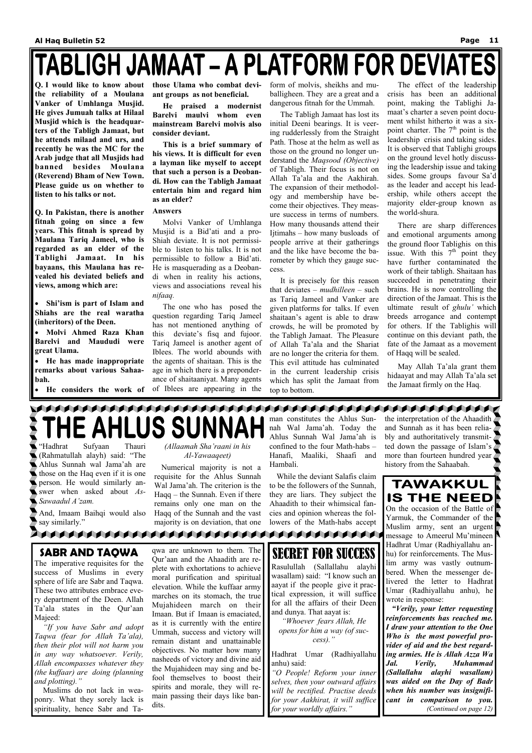# TABLIGH JAMAAT – A PLATFORM FOR DEVIATES

**Q. I would like to know about the reliability of a Moulana Vanker of Umhlanga Musjid. He gives Jumuah talks at Hilaal Musjid which is the headquarters of the Tabligh Jamaat, but he attends milaad and urs, and recently he was the MC for the Arab judge that all Musjids had banned besides Moulana (Reverend) Bham of New Town. Please guide us on whether to listen to his talks or not.**

**Q. In Pakistan, there is another fitnah going on since a few years. This fitnah is spread by Maulana Tariq Jameel, who is regarded as an elder of the Tablighi Jamaat. In his bayaans, this Maulana has revealed his deviated beliefs and views, among which are:**

- **Shi'ism is part of Islam and Shiahs are the real waratha (inheritors) of the Deen.**
- **Molvi Ahmed Raza Khan Barelvi and Maududi were great Ulama.**
- **He has made inappropriate remarks about various Sahaabah.**
- **He considers the work of those Ulama who combat deviant groups as not beneficial.**

**He praised a modernist Barelvi maulvi whom even mainstream Barelvi molvis also consider deviant.**

**This is a brief summary of his views. It is difficult for even a layman like myself to accept that such a person is a Deobandi. How can the Tabligh Jamaat entertain him and regard him as an elder?**

**Answers**

Molvi Vanker of Umhlanga Musjid is a Bid'ati and a pro-Shiah deviate. It is not permissible to listen to his talks. It is not permissible to follow a Bid'ati. He is masquerading as a Deobandi when in reality his actions, views and associations reveal his *nifaaq.*

The one who has posed the question regarding Tariq Jameel has not mentioned anything of this deviate's fisq and fujoor. Tariq Jameel is another agent of Iblees. The world abounds with the agents of shaitaan. This is the age in which there is a preponderance of shaitaaniyat. Many agents of Iblees are appearing in the form of molvis, sheikhs and muballigheen. They are a great and a dangerous fitnah for the Ummah.

The Tabligh Jamaat has lost its initial Deeni bearings. It is veering rudderlessly from the Straight Path. Those at the helm as well as those on the ground no longer understand the *Maqsood (Objective)* of Tabligh. Their focus is not on Allah Ta'ala and the Aakhirah. The expansion of their methodology and membership have become their objectives. They measure success in terms of numbers. How many thousands attend their Ijtimahs – how many busloads of people arrive at their gatherings and the like have become the barometer by which they gauge success.

It is precisely for this reason that deviates – *mudhilleen* – such as Tariq Jameel and Vanker are given platforms for talks. If even shaitaan's agent is able to draw crowds, he will be promoted by the Tabligh Jamaat. The Pleasure of Allah Ta'ala and the Shariat are no longer the criteria for them. This evil attitude has culminated in the current leadership crisis which has split the Jamaat from top to bottom.

The effect of the leadership crisis has been an additional point, making the Tablighi Jamaat's charter a seven point document whilst hitherto it was a six-point charter. The 7th point is the leadership crisis and taking sides. It is observed that Tablighi groups on the ground level hotly discussing the leadership issue and taking sides. Some groups favour Sa'd as the leader and accept his leadership, while others accept the majority elder-group known as the world-shura.

There are sharp differences and emotional arguments among the ground floor Tablighis on this issue. With this 7th point they have further contaminated the work of their tabligh. Shaitaan has succeeded in penetrating their brains. He is now controlling the direction of the Jamaat. This is the ultimate result of *ghulu'* which breeds arrogance and contempt for others. If the Tablighis will continue on this deviant path, the fate of the Jamaat as a movement of Haqq will be sealed.

May Allah Ta'ala grant them hidaayat and may Allah Ta'ala set the Jamaat firmly on the Haq.

# THE AHLUS SUNNAH

"Hadhrat Sufyaan Thauri (Rahmatullah alayh) said: "The Ahlus Sunnah wal Jama'ah are those on the Haq even if it is one person. He would similarly answer when asked about *As-Sawaadul A'zam.*

And, Imaam Baihqi would also say similarly."

*(Allaamah Sha'raani in his Al-Yawaaqeet)*

Numerical majority is not a requisite for the Ahlus Sunnah Wal Jama'ah. The criterion is the Haqq – the Sunnah. Even if there remains only one man on the Haqq of the Sunnah and the vast majority is on deviation, that one man constitutes the Ahlus Sunnah Wal Jama'ah. Today the Ahlus Sunnah Wal Jama'ah is confined to the four Math-habs – Hanafi, Maaliki, Shaafi and Hambali.

While the deviant Salafis claim to be the followers of the Sunnah, they are liars. They subject the Ahaadith to their whimsical fancies and opinion whereas the followers of the Math-habs accept the interpretation of the Ahaadith and Sunnah as it has been reliably and authoritatively transmitted down the passage of Islam's more than fourteen hundred year history from the Sahaabah.

## SABR AND TAQWA

The imperative requisites for the success of Muslims in every sphere of life are Sabr and Taqwa. These two attributes embrace every department of the Deen. Allah Ta'ala states in the Qur'aan Majeed:

*"If you have Sabr and adopt Taqwa (fear for Allah Ta'ala), then their plot will not harm you in any way whatsoever. Verily, Allah encompasses whatever they (the kuffaar) are doing (planning and plotting)."*

Muslims do not lack in weaponry. What they sorely lack is spirituality, hence Sabr and Taqwa are unknown to them. The Qur'aan and the Ahaadith are replete with exhortations to achieve moral purification and spiritual elevation. While the kuffaar army marches on its stomach, the true Mujahideen march on their Imaan. But if Imaan is emaciated, as it is currently with the entire Ummah, success and victory will remain distant and unattainable objectives. No matter how many nasheeds of victory and divine aid the Mujahideen may sing and befool themselves to boost their spirits and morale, they will remain passing their days like bandits.

## SECRET FOR SUCCESS

Rasulullah (Sallallahu alayhi wasallam) said: "I know such an aayat if the people give it practical expression, it will suffice for all the affairs of their Deen and dunya. That aayat is:

*"Whoever fears Allah, He opens for him a way (of success)."*

Hadhrat Umar (Radhiyallahu anhu) said:

*"O People! Reform your inner selves, then your outward affairs will be rectified. Practise deeds for your Aakhirat, it will suffice for your worldly affairs."*

## TAWAKKUL IS THE NEED

On the occasion of the Battle of Yarmuk, the Commander of the Muslim army, sent an urgent message to Ameerul Mu'mineen Hadhrat Umar (Radhiyallahu anhu) for reinforcements. The Muslim army was vastly outnumbered. When the messenger delivered the letter to Hadhrat Umar (Radhiyallahu anhu), he wrote in response:

***"Verily, your letter requesting reinforcements has reached me. I draw your attention to the One Who is the most powerful provider of aid and the best regarding armies. He is Allah Azza Wa Jal. Verily, Muhammad (Sallallahu alayhi wasallam) was aided on the Day of Badr when his number was insignificant in comparison to you.***

*(Continued on page 12)*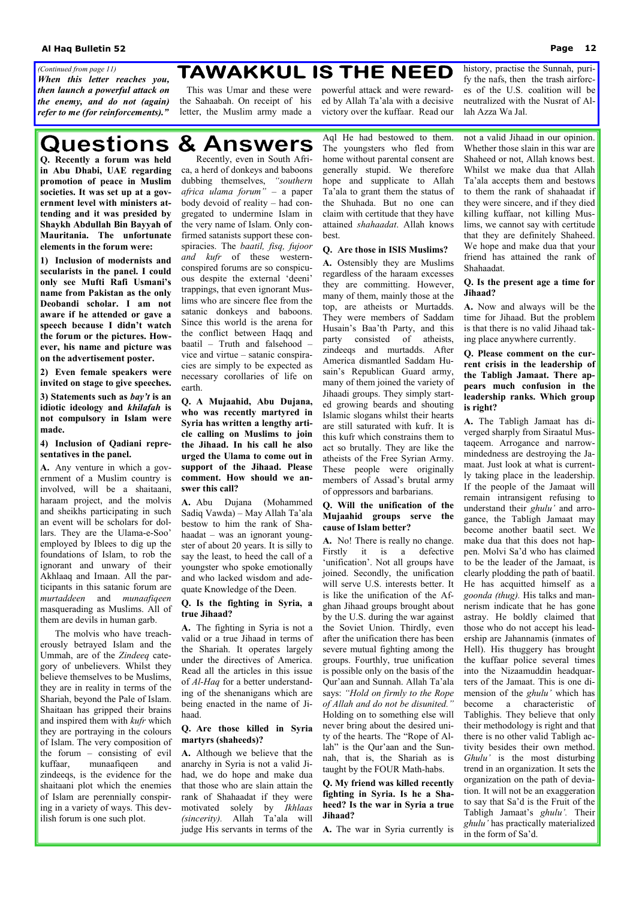*(Continued from page 11)*

***When this letter reaches you, then launch a powerful attack on the enemy, and do not (again) refer to me (for reinforcements)."***

# TAWAKKUL IS THE NEED

This was Umar and these were the Sahaabah. On receipt of his letter, the Muslim army made a powerful attack and were rewarded by Allah Ta'ala with a decisive victory over the kuffaar. Read our history, practise the Sunnah, purify the nafs, then the trash airforces of the U.S. coalition will be neutralized with the Nusrat of Allah Azza Wa Jal.

# Questions & Answers

**Q. Recently a forum was held in Abu Dhabi, UAE regarding promotion of peace in Muslim societies. It was set up at a government level with ministers attending and it was presided by Shaykh Abdullah Bin Bayyah of Mauritania. The unfortunate elements in the forum were:**

**1) Inclusion of modernists and secularists in the panel. I could only see Mufti Rafi Usmani's name from Pakistan as the only Deobandi scholar. I am not aware if he attended or gave a speech because I didn't watch the forum or the pictures. However, his name and picture was on the advertisement poster.**

**2) Even female speakers were invited on stage to give speeches.**

**3) Statements such as *bay't* is an idiotic ideology and *khilafah* is not compulsory in Islam were made.**

**4) Inclusion of Qadiani representatives in the panel.**

**A.** Any venture in which a government of a Muslim country is involved, will be a shaitaani, haraam project, and the molvis and sheikhs participating in such an event will be scholars for dollars. They are the Ulama-e-Soo' employed by Iblees to dig up the foundations of Islam, to rob the ignorant and unwary of their Akhlaaq and Imaan. All the participants in this satanic forum are *murtaddeen* and *munaafiqeen* masquerading as Muslims. All of them are devils in human garb.

The molvis who have treacherously betrayed Islam and the Ummah, are of the *Zindeeq* category of unbelievers. Whilst they believe themselves to be Muslims, they are in reality in terms of the Shariah, beyond the Pale of Islam. Shaitaan has gripped their brains and inspired them with *kufr* which they are portraying in the colours of Islam. The very composition of the forum – consisting of evil kuffaar, munaafiqeen and zindeeqs, is the evidence for the shaitaani plot which the enemies of Islam are perennially conspiring in a variety of ways. This devilish forum is one such plot.

Recently, even in South Africa, a herd of donkeys and baboons dubbing themselves, *"southern africa ulama forum"* – a paper body devoid of reality – had congregated to undermine Islam in the very name of Islam. Only confirmed satanists support these conspiracies. The *baatil, fisq, fujoor and kufr* of these western-conspired forums are so conspicuous despite the external 'deeni' trappings, that even ignorant Muslims who are sincere flee from the satanic donkeys and baboons. Since this world is the arena for the conflict between Haqq and baatil – Truth and falsehood – vice and virtue – satanic conspiracies are simply to be expected as necessary corollaries of life on earth.

**Q. A Mujaahid, Abu Dujana, who was recently martyred in Syria has written a lengthy article calling on Muslims to join the Jihaad. In his call he also urged the Ulama to come out in support of the Jihaad. Please comment. How should we answer this call?**

**A.** Abu Dujana (Mohammed Sadiq Vawda) – May Allah Ta'ala bestow to him the rank of Shahaadat – was an ignorant youngster of about 20 years. It is silly to say the least, to heed the call of a youngster who spoke emotionally and who lacked wisdom and adequate Knowledge of the Deen.

**Q. Is the fighting in Syria, a true Jihaad?**

**A.** The fighting in Syria is not a valid or a true Jihaad in terms of the Shariah. It operates largely under the directives of America. Read all the articles in this issue of *Al-Haq* for a better understanding of the shenanigans which are being enacted in the name of Jihaad.

**Q. Are those killed in Syria martyrs (shaheeds)?**

**A.** Although we believe that the anarchy in Syria is not a valid Jihad, we do hope and make dua that those who are slain attain the rank of Shahaadat if they were motivated solely by *Ikhlaas (sincerity).* Allah Ta'ala will judge His servants in terms of the Aql He had bestowed to them. The youngsters who fled from home without parental consent are generally stupid. We therefore hope and supplicate to Allah Ta'ala to grant them the status of the Shuhada. But no one can claim with certitude that they have attained *shahaadat*. Allah knows best.

**Q. Are those in ISIS Muslims?**

**A.** Ostensibly they are Muslims regardless of the haraam excesses they are committing. However, many of them, mainly those at the top, are atheists or Murtadds. They were members of Saddam Husain's Baa'th Party, and this party consisted of atheists, zindeeqs and murtadds. After America dismantled Saddam Husain's Republican Guard army, many of them joined the variety of Jihaadi groups. They simply started growing beards and shouting Islamic slogans whilst their hearts are still saturated with kufr. It is this kufr which constrains them to act so brutally. They are like the atheists of the Free Syrian Army. These people were originally members of Assad's brutal army of oppressors and barbarians.

**Q. Will the unification of the Mujaahid groups serve the cause of Islam better?**

**A.** No! There is really no change. Firstly it is a defective 'unification'. Not all groups have joined. Secondly, the unification will serve U.S. interests better. It is like the unification of the Afghan Jihaad groups brought about by the U.S. during the war against the Soviet Union. Thirdly, even after the unification there has been severe mutual fighting among the groups. Fourthly, true unification is possible only on the basis of the Qur'aan and Sunnah. Allah Ta'ala says: *"Hold on firmly to the Rope of Allah and do not be disunited."* Holding on to something else will never bring about the desired unity of the hearts. The "Rope of Allah" is the Qur'aan and the Sunnah, that is, the Shariah as is taught by the FOUR Math-habs.

**Q. My friend was killed recently fighting in Syria. Is he a Shaheed? Is the war in Syria a true Jihaad?**

**A.** The war in Syria currently is not a valid Jihaad in our opinion. Whether those slain in this war are Shaheed or not, Allah knows best. Whilst we make dua that Allah Ta'ala accepts them and bestows to them the rank of shahaadat if they were sincere, and if they died killing kuffaar, not killing Muslims, we cannot say with certitude that they are definitely Shaheed. We hope and make dua that your friend has attained the rank of Shahaadat.

**Q. Is the present age a time for Jihaad?**

**A.** Now and always will be the time for Jihaad. But the problem is that there is no valid Jihaad taking place anywhere currently.

**Q. Please comment on the current crisis in the leadership of the Tabligh Jamaat. There appears much confusion in the leadership ranks. Which group is right?**

**A.** The Tabligh Jamaat has diverged sharply from Siraatul Mustaqeem. Arrogance and narrow-mindedness are destroying the Jamaat. Just look at what is currently taking place in the leadership. If the people of the Jamaat will remain intransigent refusing to understand their *ghulu'* and arrogance, the Tabligh Jamaat may become another baatil sect. We make dua that this does not happen. Molvi Sa'd who has claimed to be the leader of the Jamaat, is clearly plodding the path of baatil. He has acquitted himself as a *goonda (thug).* His talks and mannerism indicate that he has gone astray. He boldly claimed that those who do not accept his leadership are Jahannamis (inmates of Hell). His thuggery has brought the kuffaar police several times into the Nizaamuddin headquarters of the Jamaat. This is one dimension of the *ghulu'* which has become a characteristic of Tablighis. They believe that only their methodology is right and that there is no other valid Tabligh activity besides their own method. *Ghulu'* is the most disturbing trend in an organization. It sets the organization on the path of deviation. It will not be an exaggeration to say that Sa'd is the Fruit of the Tabligh Jamaat's *ghulu'.* Their *ghulu'* has practically materialized in the form of Sa'd.